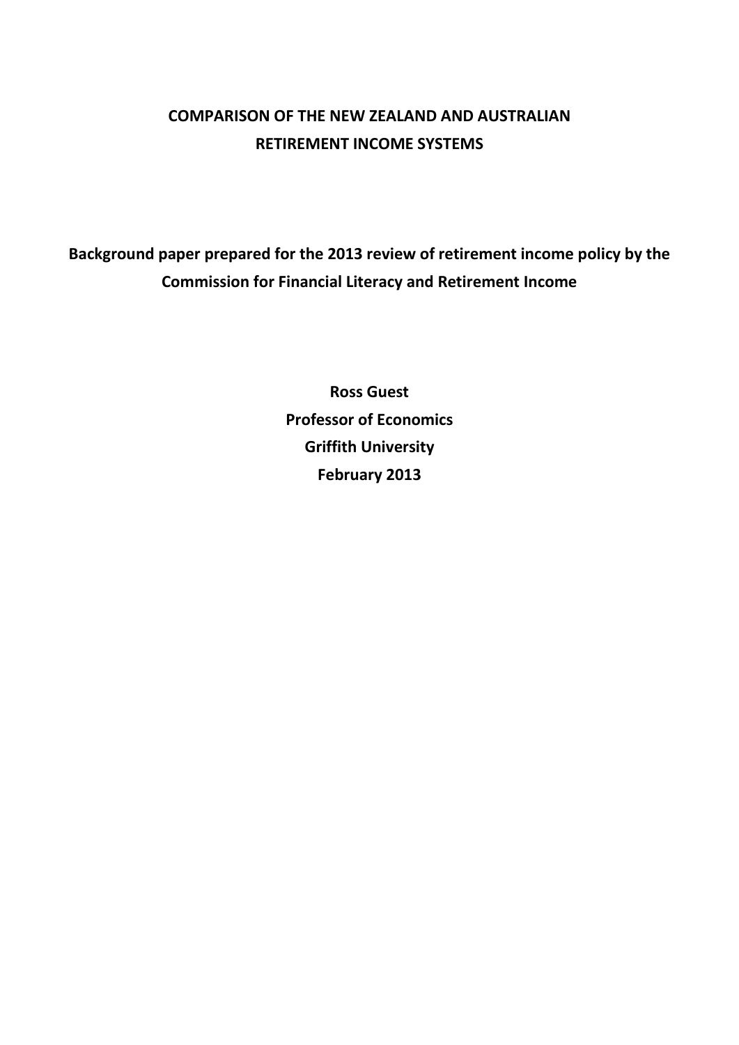# COMPARISON OF THE NEW ZEALAND AND AUSTRALIAN RETIREMENT INCOME SYSTEMS

**Background paper prepared for the 2013 review of retirement income policy by the Commission for Financial Literacy and Retirement Income**

**Ross Guest**
**Professor of Economics**
**Griffith University**
**February 2013**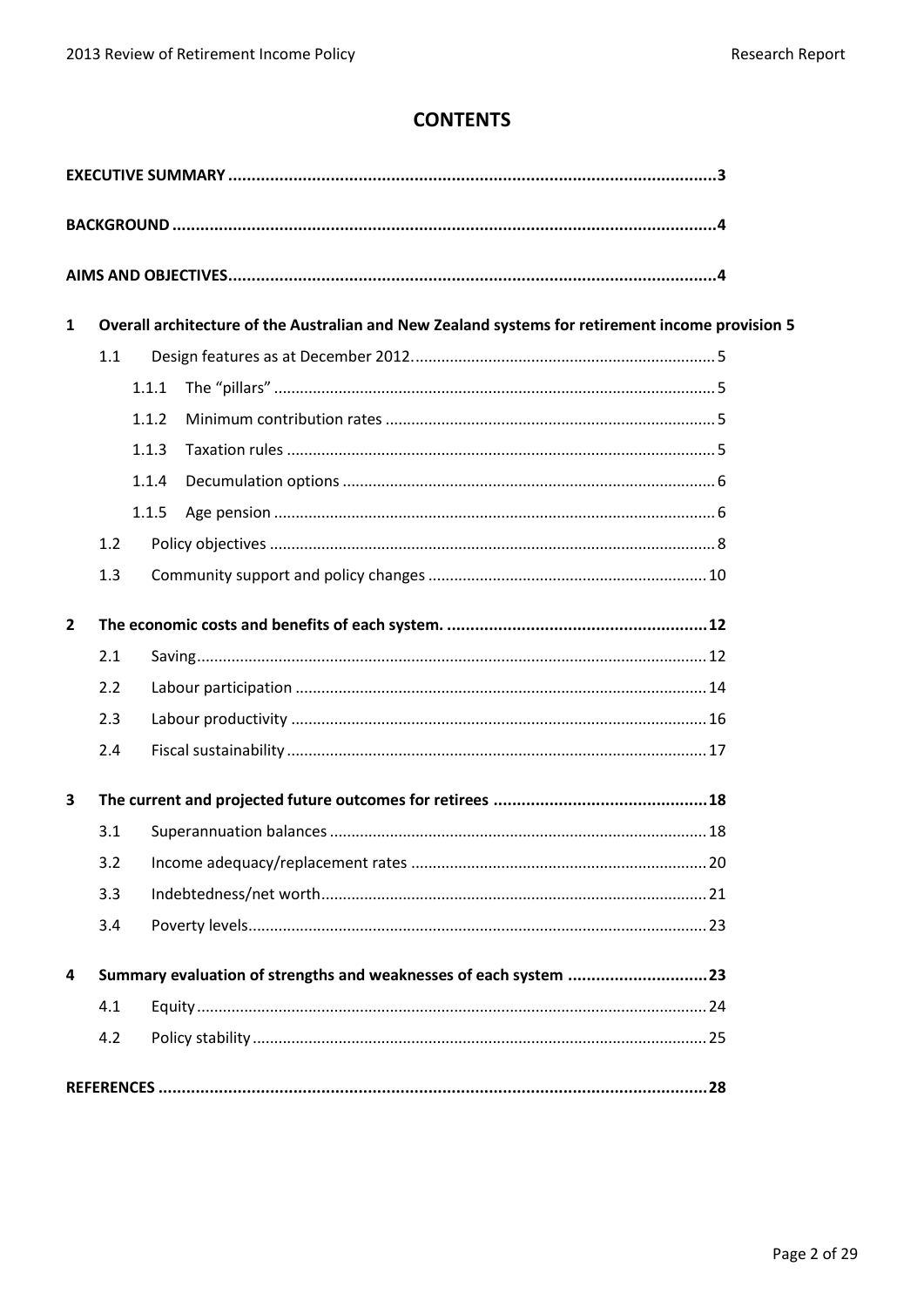# CONTENTS

**EXECUTIVE SUMMARY ........................................................................................................3**

**BACKGROUND ....................................................................................................................4**

**AIMS AND OBJECTIVES.......................................................................................................4**

**1 Overall architecture of the Australian and New Zealand systems for retirement income provision 5**

- 1.1 Design features as at December 2012......................................................................5
  - 1.1.1 The "pillars" .......................................................................................................5
  - 1.1.2 Minimum contribution rates .............................................................................5
  - 1.1.3 Taxation rules ...................................................................................................5
  - 1.1.4 Decumulation options .......................................................................................6
  - 1.1.5 Age pension ......................................................................................................6
- 1.2 Policy objectives .......................................................................................................8
- 1.3 Community support and policy changes ................................................................10

**2 The economic costs and benefits of each system. ........................................................12**

- 2.1 Saving......................................................................................................................12
- 2.2 Labour participation ...............................................................................................14
- 2.3 Labour productivity ................................................................................................16
- 2.4 Fiscal sustainability .................................................................................................17

**3 The current and projected future outcomes for retirees ..............................................18**

- 3.1 Superannuation balances .......................................................................................18
- 3.2 Income adequacy/replacement rates ....................................................................20
- 3.3 Indebtedness/net worth.........................................................................................21
- 3.4 Poverty levels..........................................................................................................23

**4 Summary evaluation of strengths and weaknesses of each system .............................23**

- 4.1 Equity......................................................................................................................24
- 4.2 Policy stability ........................................................................................................25

**REFERENCES .....................................................................................................................28**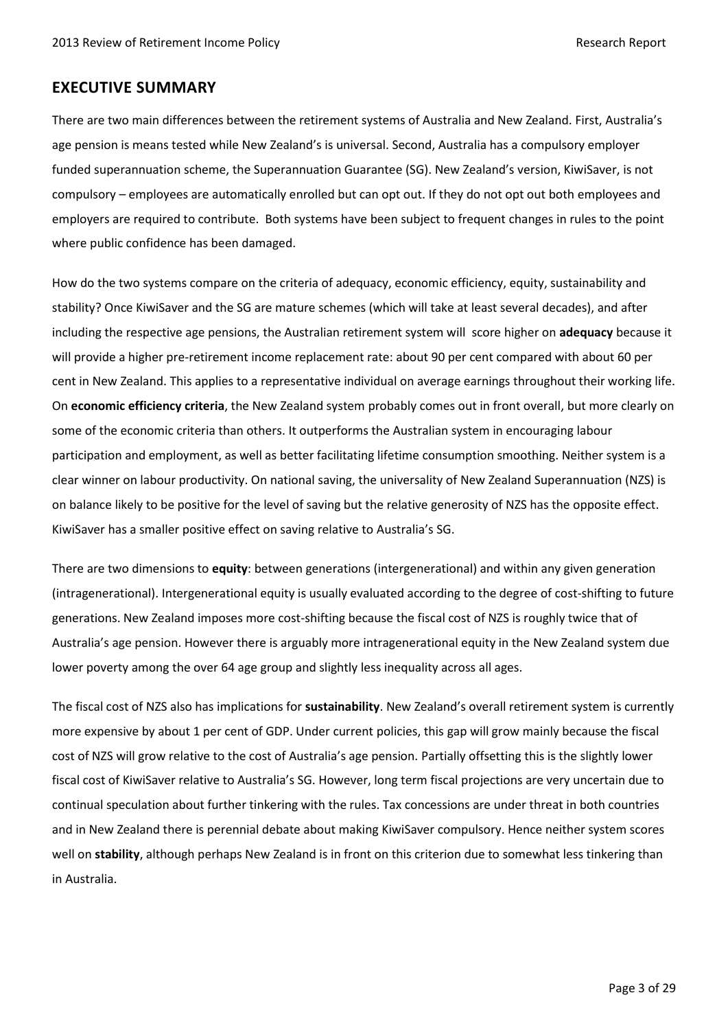## EXECUTIVE SUMMARY

There are two main differences between the retirement systems of Australia and New Zealand. First, Australia's age pension is means tested while New Zealand's is universal. Second, Australia has a compulsory employer funded superannuation scheme, the Superannuation Guarantee (SG). New Zealand's version, KiwiSaver, is not compulsory – employees are automatically enrolled but can opt out. If they do not opt out both employees and employers are required to contribute. Both systems have been subject to frequent changes in rules to the point where public confidence has been damaged.

How do the two systems compare on the criteria of adequacy, economic efficiency, equity, sustainability and stability? Once KiwiSaver and the SG are mature schemes (which will take at least several decades), and after including the respective age pensions, the Australian retirement system will score higher on **adequacy** because it will provide a higher pre-retirement income replacement rate: about 90 per cent compared with about 60 per cent in New Zealand. This applies to a representative individual on average earnings throughout their working life. On **economic efficiency criteria**, the New Zealand system probably comes out in front overall, but more clearly on some of the economic criteria than others. It outperforms the Australian system in encouraging labour participation and employment, as well as better facilitating lifetime consumption smoothing. Neither system is a clear winner on labour productivity. On national saving, the universality of New Zealand Superannuation (NZS) is on balance likely to be positive for the level of saving but the relative generosity of NZS has the opposite effect. KiwiSaver has a smaller positive effect on saving relative to Australia's SG.

There are two dimensions to **equity**: between generations (intergenerational) and within any given generation (intragenerational). Intergenerational equity is usually evaluated according to the degree of cost-shifting to future generations. New Zealand imposes more cost-shifting because the fiscal cost of NZS is roughly twice that of Australia's age pension. However there is arguably more intragenerational equity in the New Zealand system due lower poverty among the over 64 age group and slightly less inequality across all ages.

The fiscal cost of NZS also has implications for **sustainability**. New Zealand's overall retirement system is currently more expensive by about 1 per cent of GDP. Under current policies, this gap will grow mainly because the fiscal cost of NZS will grow relative to the cost of Australia's age pension. Partially offsetting this is the slightly lower fiscal cost of KiwiSaver relative to Australia's SG. However, long term fiscal projections are very uncertain due to continual speculation about further tinkering with the rules. Tax concessions are under threat in both countries and in New Zealand there is perennial debate about making KiwiSaver compulsory. Hence neither system scores well on **stability**, although perhaps New Zealand is in front on this criterion due to somewhat less tinkering than in Australia.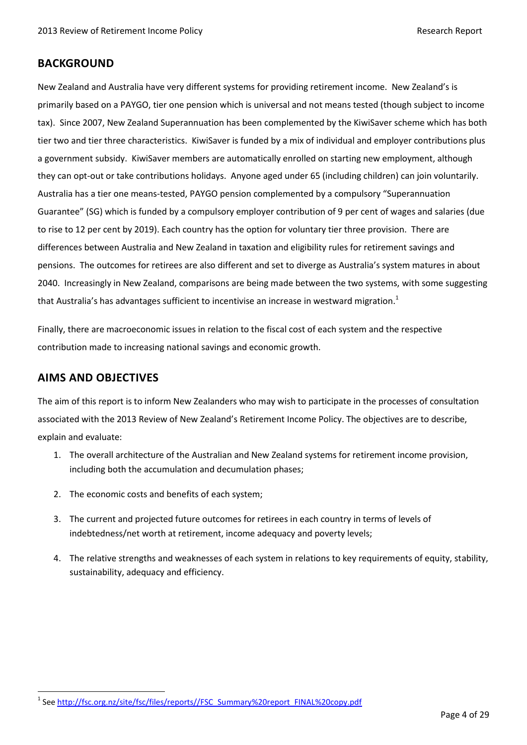## BACKGROUND

New Zealand and Australia have very different systems for providing retirement income. New Zealand's is primarily based on a PAYGO, tier one pension which is universal and not means tested (though subject to income tax). Since 2007, New Zealand Superannuation has been complemented by the KiwiSaver scheme which has both tier two and tier three characteristics. KiwiSaver is funded by a mix of individual and employer contributions plus a government subsidy. KiwiSaver members are automatically enrolled on starting new employment, although they can opt-out or take contributions holidays. Anyone aged under 65 (including children) can join voluntarily. Australia has a tier one means-tested, PAYGO pension complemented by a compulsory "Superannuation Guarantee" (SG) which is funded by a compulsory employer contribution of 9 per cent of wages and salaries (due to rise to 12 per cent by 2019). Each country has the option for voluntary tier three provision. There are differences between Australia and New Zealand in taxation and eligibility rules for retirement savings and pensions. The outcomes for retirees are also different and set to diverge as Australia's system matures in about 2040. Increasingly in New Zealand, comparisons are being made between the two systems, with some suggesting that Australia's has advantages sufficient to incentivise an increase in westward migration.[1]

Finally, there are macroeconomic issues in relation to the fiscal cost of each system and the respective contribution made to increasing national savings and economic growth.

## AIMS AND OBJECTIVES

The aim of this report is to inform New Zealanders who may wish to participate in the processes of consultation associated with the 2013 Review of New Zealand's Retirement Income Policy. The objectives are to describe, explain and evaluate:

1. The overall architecture of the Australian and New Zealand systems for retirement income provision, including both the accumulation and decumulation phases;
2. The economic costs and benefits of each system;
3. The current and projected future outcomes for retirees in each country in terms of levels of indebtedness/net worth at retirement, income adequacy and poverty levels;
4. The relative strengths and weaknesses of each system in relations to key requirements of equity, stability, sustainability, adequacy and efficiency.

---

[1] See http://fsc.org.nz/site/fsc/files/reports//FSC_Summary%20report_FINAL%20copy.pdf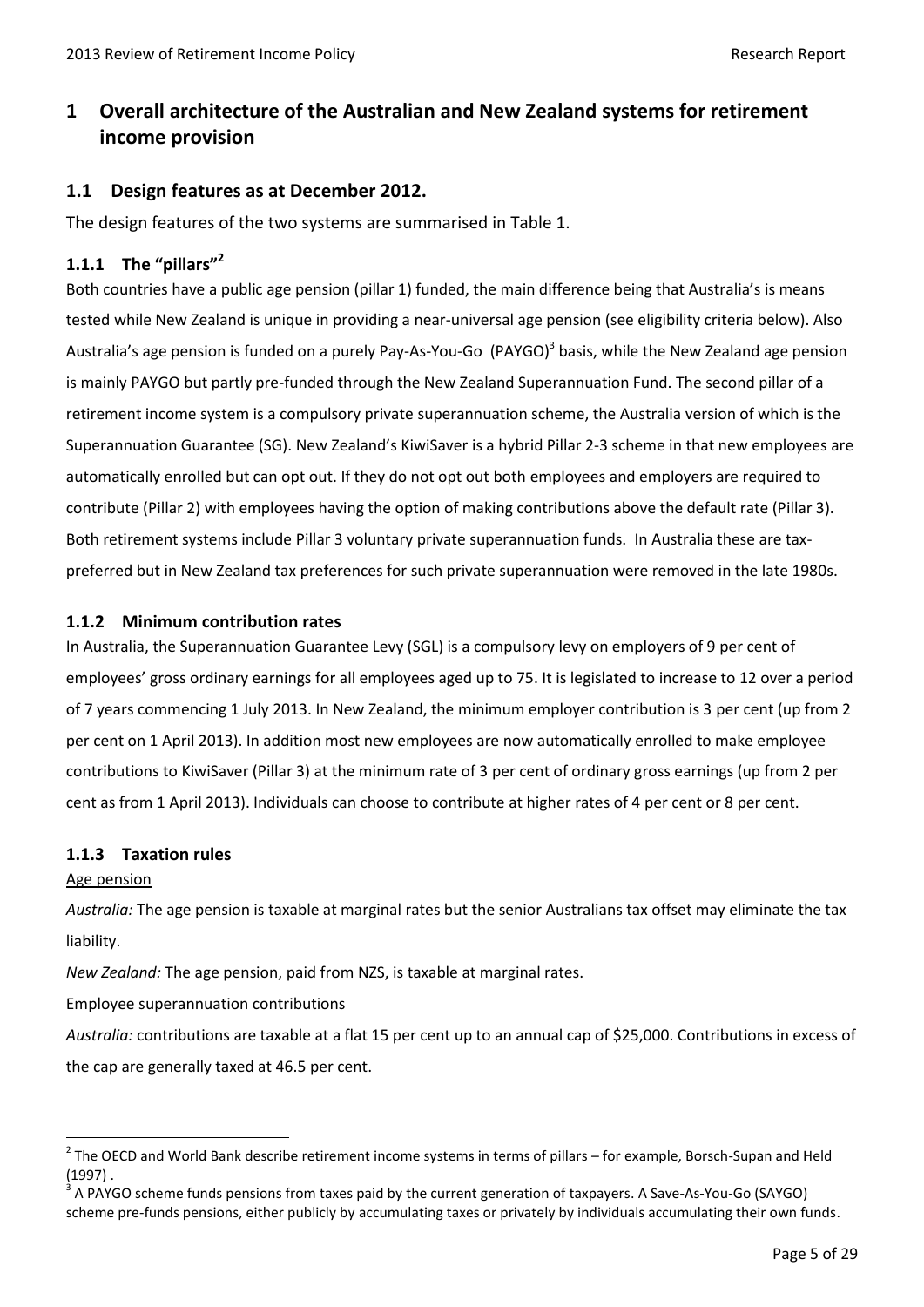# 1 Overall architecture of the Australian and New Zealand systems for retirement income provision

## 1.1 Design features as at December 2012.

The design features of the two systems are summarised in Table 1.

### 1.1.1 The "pillars"[2]

Both countries have a public age pension (pillar 1) funded, the main difference being that Australia's is means tested while New Zealand is unique in providing a near-universal age pension (see eligibility criteria below). Also Australia's age pension is funded on a purely Pay-As-You-Go (PAYGO)[3] basis, while the New Zealand age pension is mainly PAYGO but partly pre-funded through the New Zealand Superannuation Fund. The second pillar of a retirement income system is a compulsory private superannuation scheme, the Australia version of which is the Superannuation Guarantee (SG). New Zealand's KiwiSaver is a hybrid Pillar 2-3 scheme in that new employees are automatically enrolled but can opt out. If they do not opt out both employees and employers are required to contribute (Pillar 2) with employees having the option of making contributions above the default rate (Pillar 3). Both retirement systems include Pillar 3 voluntary private superannuation funds. In Australia these are tax-preferred but in New Zealand tax preferences for such private superannuation were removed in the late 1980s.

### 1.1.2 Minimum contribution rates

In Australia, the Superannuation Guarantee Levy (SGL) is a compulsory levy on employers of 9 per cent of employees' gross ordinary earnings for all employees aged up to 75. It is legislated to increase to 12 over a period of 7 years commencing 1 July 2013. In New Zealand, the minimum employer contribution is 3 per cent (up from 2 per cent on 1 April 2013). In addition most new employees are now automatically enrolled to make employee contributions to KiwiSaver (Pillar 3) at the minimum rate of 3 per cent of ordinary gross earnings (up from 2 per cent as from 1 April 2013). Individuals can choose to contribute at higher rates of 4 per cent or 8 per cent.

### 1.1.3 Taxation rules

<u>Age pension</u>

*Australia:* The age pension is taxable at marginal rates but the senior Australians tax offset may eliminate the tax liability.

*New Zealand:* The age pension, paid from NZS, is taxable at marginal rates.

<u>Employee superannuation contributions</u>

*Australia:* contributions are taxable at a flat 15 per cent up to an annual cap of $25,000. Contributions in excess of the cap are generally taxed at 46.5 per cent.

---

[2] The OECD and World Bank describe retirement income systems in terms of pillars – for example, Borsch-Supan and Held (1997) .

[3] A PAYGO scheme funds pensions from taxes paid by the current generation of taxpayers. A Save-As-You-Go (SAYGO) scheme pre-funds pensions, either publicly by accumulating taxes or privately by individuals accumulating their own funds.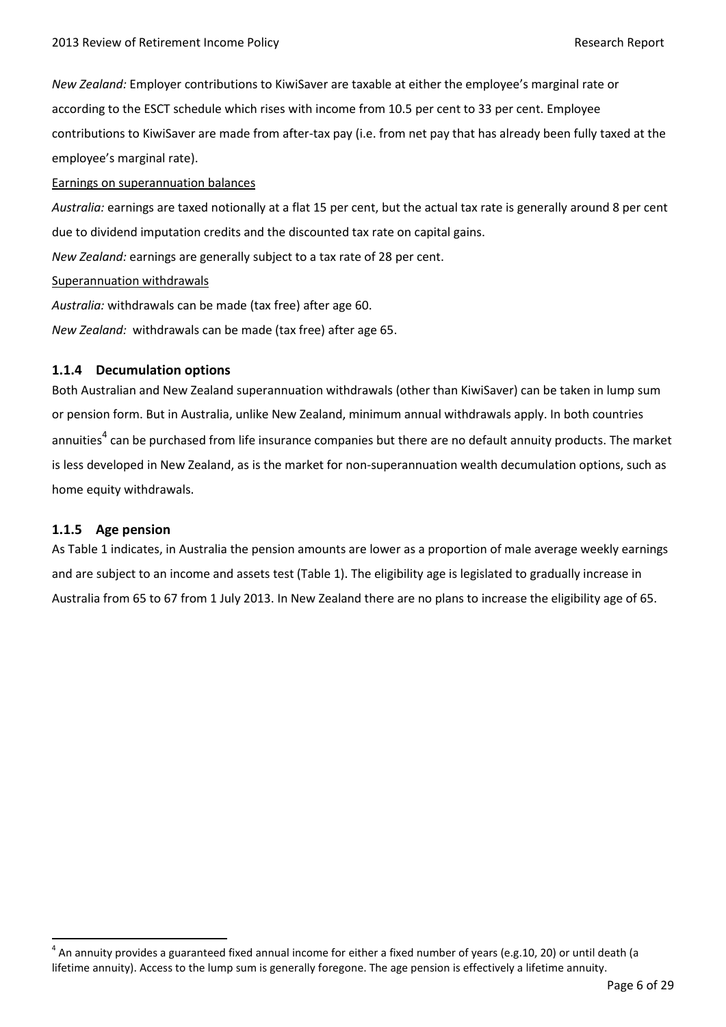*New Zealand:* Employer contributions to KiwiSaver are taxable at either the employee's marginal rate or according to the ESCT schedule which rises with income from 10.5 per cent to 33 per cent. Employee contributions to KiwiSaver are made from after-tax pay (i.e. from net pay that has already been fully taxed at the employee's marginal rate).

Earnings on superannuation balances

*Australia:* earnings are taxed notionally at a flat 15 per cent, but the actual tax rate is generally around 8 per cent due to dividend imputation credits and the discounted tax rate on capital gains.

*New Zealand:* earnings are generally subject to a tax rate of 28 per cent.

Superannuation withdrawals

*Australia:* withdrawals can be made (tax free) after age 60.

*New Zealand:* withdrawals can be made (tax free) after age 65.

### 1.1.4 Decumulation options

Both Australian and New Zealand superannuation withdrawals (other than KiwiSaver) can be taken in lump sum or pension form. But in Australia, unlike New Zealand, minimum annual withdrawals apply. In both countries annuities[4] can be purchased from life insurance companies but there are no default annuity products. The market is less developed in New Zealand, as is the market for non-superannuation wealth decumulation options, such as home equity withdrawals.

### 1.1.5 Age pension

As Table 1 indicates, in Australia the pension amounts are lower as a proportion of male average weekly earnings and are subject to an income and assets test (Table 1). The eligibility age is legislated to gradually increase in Australia from 65 to 67 from 1 July 2013. In New Zealand there are no plans to increase the eligibility age of 65.

[4] An annuity provides a guaranteed fixed annual income for either a fixed number of years (e.g.10, 20) or until death (a lifetime annuity). Access to the lump sum is generally foregone. The age pension is effectively a lifetime annuity.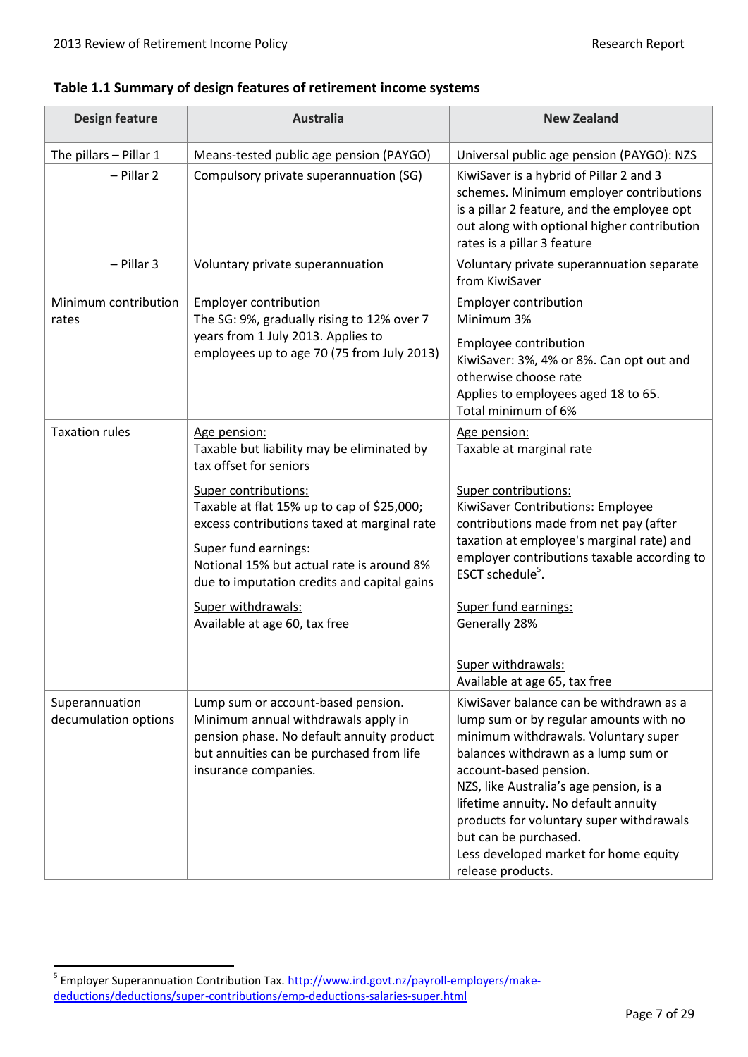**Table 1.1 Summary of design features of retirement income systems**

| Design feature | Australia | New Zealand |
|---|---|---|
| The pillars – Pillar 1 | Means-tested public age pension (PAYGO) | Universal public age pension (PAYGO): NZS |
| – Pillar 2 | Compulsory private superannuation (SG) | KiwiSaver is a hybrid of Pillar 2 and 3 schemes. Minimum employer contributions is a pillar 2 feature, and the employee opt out along with optional higher contribution rates is a pillar 3 feature |
| – Pillar 3 | Voluntary private superannuation | Voluntary private superannuation separate from KiwiSaver |
| Minimum contribution rates | Employer contribution<br>The SG: 9%, gradually rising to 12% over 7 years from 1 July 2013. Applies to employees up to age 70 (75 from July 2013) | Employer contribution<br>Minimum 3%<br>Employee contribution<br>KiwiSaver: 3%, 4% or 8%. Can opt out and otherwise choose rate<br>Applies to employees aged 18 to 65.<br>Total minimum of 6% |
| Taxation rules | Age pension:<br>Taxable but liability may be eliminated by tax offset for seniors<br>Super contributions:<br>Taxable at flat 15% up to cap of $25,000; excess contributions taxed at marginal rate<br>Super fund earnings:<br>Notional 15% but actual rate is around 8% due to imputation credits and capital gains<br>Super withdrawals:<br>Available at age 60, tax free | Age pension:<br>Taxable at marginal rate<br>Super contributions:<br>KiwiSaver Contributions: Employee contributions made from net pay (after taxation at employee's marginal rate) and employer contributions taxable according to ESCT schedule[5].<br>Super fund earnings:<br>Generally 28%<br>Super withdrawals:<br>Available at age 65, tax free |
| Superannuation decumulation options | Lump sum or account-based pension. Minimum annual withdrawals apply in pension phase. No default annuity product but annuities can be purchased from life insurance companies. | KiwiSaver balance can be withdrawn as a lump sum or by regular amounts with no minimum withdrawals. Voluntary super balances withdrawn as a lump sum or account-based pension.<br>NZS, like Australia's age pension, is a lifetime annuity. No default annuity products for voluntary super withdrawals but can be purchased.<br>Less developed market for home equity release products. |

[5] Employer Superannuation Contribution Tax. http://www.ird.govt.nz/payroll-employers/make-deductions/deductions/super-contributions/emp-deductions-salaries-super.html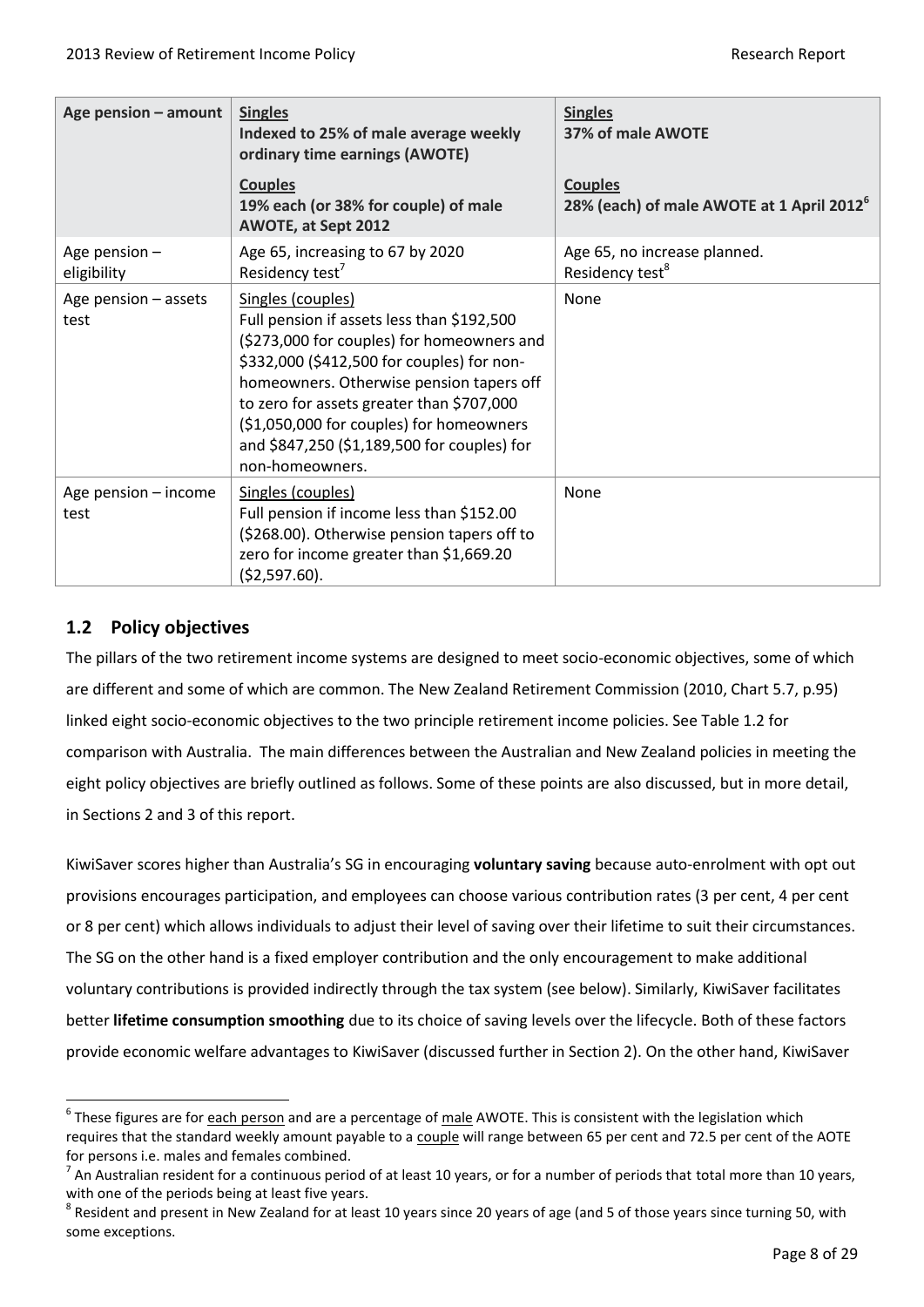| Age pension – amount | **Singles**<br>**Indexed to 25% of male average weekly ordinary time earnings (AWOTE)**<br><br>**Couples**<br>**19% each (or 38% for couple) of male AWOTE, at Sept 2012** | **Singles**<br>**37% of male AWOTE**<br><br>**Couples**<br>**28% (each) of male AWOTE at 1 April 2012**[6] |
|---|---|---|
| Age pension – eligibility | Age 65, increasing to 67 by 2020<br>Residency test[7] | Age 65, no increase planned.<br>Residency test[8] |
| Age pension – assets test | Singles (couples)<br>Full pension if assets less than $192,500 ($273,000 for couples) for homeowners and $332,000 ($412,500 for couples) for non-homeowners. Otherwise pension tapers off to zero for assets greater than $707,000 ($1,050,000 for couples) for homeowners and $847,250 ($1,189,500 for couples) for non-homeowners. | None |
| Age pension – income test | Singles (couples)<br>Full pension if income less than $152.00 ($268.00). Otherwise pension tapers off to zero for income greater than $1,669.20 ($2,597.60). | None |

## 1.2 Policy objectives

The pillars of the two retirement income systems are designed to meet socio-economic objectives, some of which are different and some of which are common. The New Zealand Retirement Commission (2010, Chart 5.7, p.95) linked eight socio-economic objectives to the two principle retirement income policies. See Table 1.2 for comparison with Australia. The main differences between the Australian and New Zealand policies in meeting the eight policy objectives are briefly outlined as follows. Some of these points are also discussed, but in more detail, in Sections 2 and 3 of this report.

KiwiSaver scores higher than Australia's SG in encouraging **voluntary saving** because auto-enrolment with opt out provisions encourages participation, and employees can choose various contribution rates (3 per cent, 4 per cent or 8 per cent) which allows individuals to adjust their level of saving over their lifetime to suit their circumstances. The SG on the other hand is a fixed employer contribution and the only encouragement to make additional voluntary contributions is provided indirectly through the tax system (see below). Similarly, KiwiSaver facilitates better **lifetime consumption smoothing** due to its choice of saving levels over the lifecycle. Both of these factors provide economic welfare advantages to KiwiSaver (discussed further in Section 2). On the other hand, KiwiSaver

[6] These figures are for each person and are a percentage of male AWOTE. This is consistent with the legislation which requires that the standard weekly amount payable to a couple will range between 65 per cent and 72.5 per cent of the AOTE for persons i.e. males and females combined.

[7] An Australian resident for a continuous period of at least 10 years, or for a number of periods that total more than 10 years, with one of the periods being at least five years.

[8] Resident and present in New Zealand for at least 10 years since 20 years of age (and 5 of those years since turning 50, with some exceptions.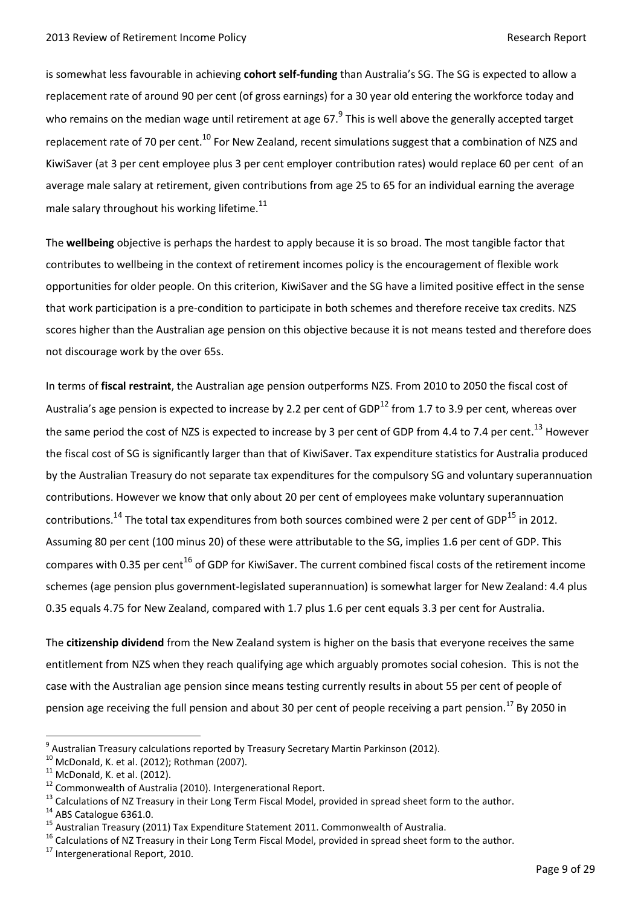is somewhat less favourable in achieving **cohort self-funding** than Australia's SG. The SG is expected to allow a replacement rate of around 90 per cent (of gross earnings) for a 30 year old entering the workforce today and who remains on the median wage until retirement at age 67.[9] This is well above the generally accepted target replacement rate of 70 per cent.[10] For New Zealand, recent simulations suggest that a combination of NZS and KiwiSaver (at 3 per cent employee plus 3 per cent employer contribution rates) would replace 60 per cent of an average male salary at retirement, given contributions from age 25 to 65 for an individual earning the average male salary throughout his working lifetime.[11]

The **wellbeing** objective is perhaps the hardest to apply because it is so broad. The most tangible factor that contributes to wellbeing in the context of retirement incomes policy is the encouragement of flexible work opportunities for older people. On this criterion, KiwiSaver and the SG have a limited positive effect in the sense that work participation is a pre-condition to participate in both schemes and therefore receive tax credits. NZS scores higher than the Australian age pension on this objective because it is not means tested and therefore does not discourage work by the over 65s.

In terms of **fiscal restraint**, the Australian age pension outperforms NZS. From 2010 to 2050 the fiscal cost of Australia's age pension is expected to increase by 2.2 per cent of GDP[12] from 1.7 to 3.9 per cent, whereas over the same period the cost of NZS is expected to increase by 3 per cent of GDP from 4.4 to 7.4 per cent.[13] However the fiscal cost of SG is significantly larger than that of KiwiSaver. Tax expenditure statistics for Australia produced by the Australian Treasury do not separate tax expenditures for the compulsory SG and voluntary superannuation contributions. However we know that only about 20 per cent of employees make voluntary superannuation contributions.[14] The total tax expenditures from both sources combined were 2 per cent of GDP[15] in 2012. Assuming 80 per cent (100 minus 20) of these were attributable to the SG, implies 1.6 per cent of GDP. This compares with 0.35 per cent[16] of GDP for KiwiSaver. The current combined fiscal costs of the retirement income schemes (age pension plus government-legislated superannuation) is somewhat larger for New Zealand: 4.4 plus 0.35 equals 4.75 for New Zealand, compared with 1.7 plus 1.6 per cent equals 3.3 per cent for Australia.

The **citizenship dividend** from the New Zealand system is higher on the basis that everyone receives the same entitlement from NZS when they reach qualifying age which arguably promotes social cohesion. This is not the case with the Australian age pension since means testing currently results in about 55 per cent of people of pension age receiving the full pension and about 30 per cent of people receiving a part pension.[17] By 2050 in

---

[9] Australian Treasury calculations reported by Treasury Secretary Martin Parkinson (2012).
[10] McDonald, K. et al. (2012); Rothman (2007).
[11] McDonald, K. et al. (2012).
[12] Commonwealth of Australia (2010). Intergenerational Report.
[13] Calculations of NZ Treasury in their Long Term Fiscal Model, provided in spread sheet form to the author.
[14] ABS Catalogue 6361.0.
[15] Australian Treasury (2011) Tax Expenditure Statement 2011. Commonwealth of Australia.
[16] Calculations of NZ Treasury in their Long Term Fiscal Model, provided in spread sheet form to the author.
[17] Intergenerational Report, 2010.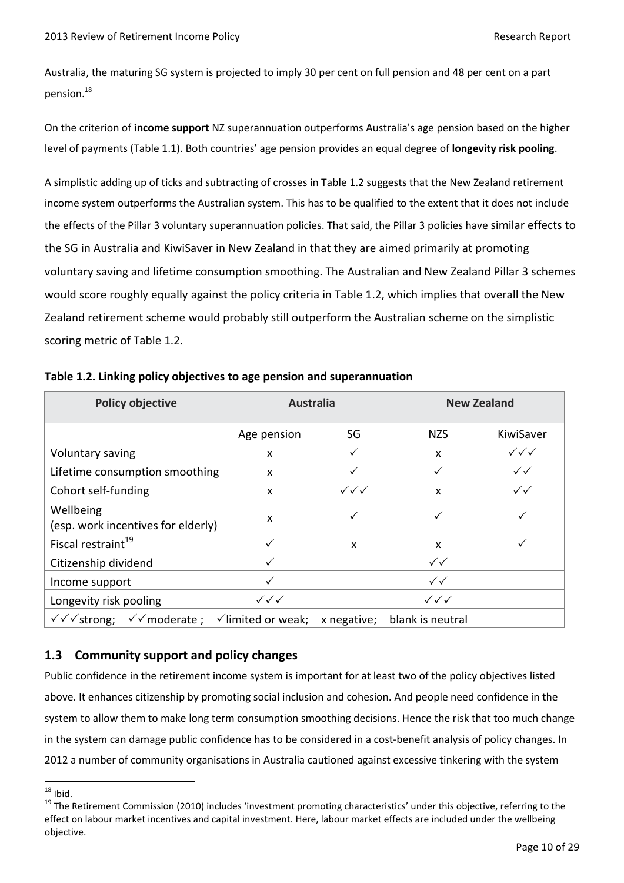Australia, the maturing SG system is projected to imply 30 per cent on full pension and 48 per cent on a part pension.[18]

On the criterion of **income support** NZ superannuation outperforms Australia's age pension based on the higher level of payments (Table 1.1). Both countries' age pension provides an equal degree of **longevity risk pooling**.

A simplistic adding up of ticks and subtracting of crosses in Table 1.2 suggests that the New Zealand retirement income system outperforms the Australian system. This has to be qualified to the extent that it does not include the effects of the Pillar 3 voluntary superannuation policies. That said, the Pillar 3 policies have similar effects to the SG in Australia and KiwiSaver in New Zealand in that they are aimed primarily at promoting voluntary saving and lifetime consumption smoothing. The Australian and New Zealand Pillar 3 schemes would score roughly equally against the policy criteria in Table 1.2, which implies that overall the New Zealand retirement scheme would probably still outperform the Australian scheme on the simplistic scoring metric of Table 1.2.

**Table 1.2. Linking policy objectives to age pension and superannuation**

| Policy objective | Australia | | New Zealand | |
|---|---|---|---|---|
| | Age pension | SG | NZS | KiwiSaver |
| Voluntary saving | x | ✓ | x | ✓✓✓ |
| Lifetime consumption smoothing | x | ✓ | ✓ | ✓✓ |
| Cohort self-funding | x | ✓✓✓ | x | ✓✓ |
| Wellbeing (esp. work incentives for elderly) | x | ✓ | ✓ | ✓ |
| Fiscal restraint[19] | ✓ | x | x | ✓ |
| Citizenship dividend | ✓ | | ✓✓ | |
| Income support | ✓ | | ✓✓ | |
| Longevity risk pooling | ✓✓✓ | | ✓✓✓ | |
| ✓✓✓strong; ✓✓moderate ; ✓limited or weak; x negative; blank is neutral | | | | |

## 1.3 Community support and policy changes

Public confidence in the retirement income system is important for at least two of the policy objectives listed above. It enhances citizenship by promoting social inclusion and cohesion. And people need confidence in the system to allow them to make long term consumption smoothing decisions. Hence the risk that too much change in the system can damage public confidence has to be considered in a cost-benefit analysis of policy changes. In 2012 a number of community organisations in Australia cautioned against excessive tinkering with the system

[18] Ibid.

[19] The Retirement Commission (2010) includes 'investment promoting characteristics' under this objective, referring to the effect on labour market incentives and capital investment. Here, labour market effects are included under the wellbeing objective.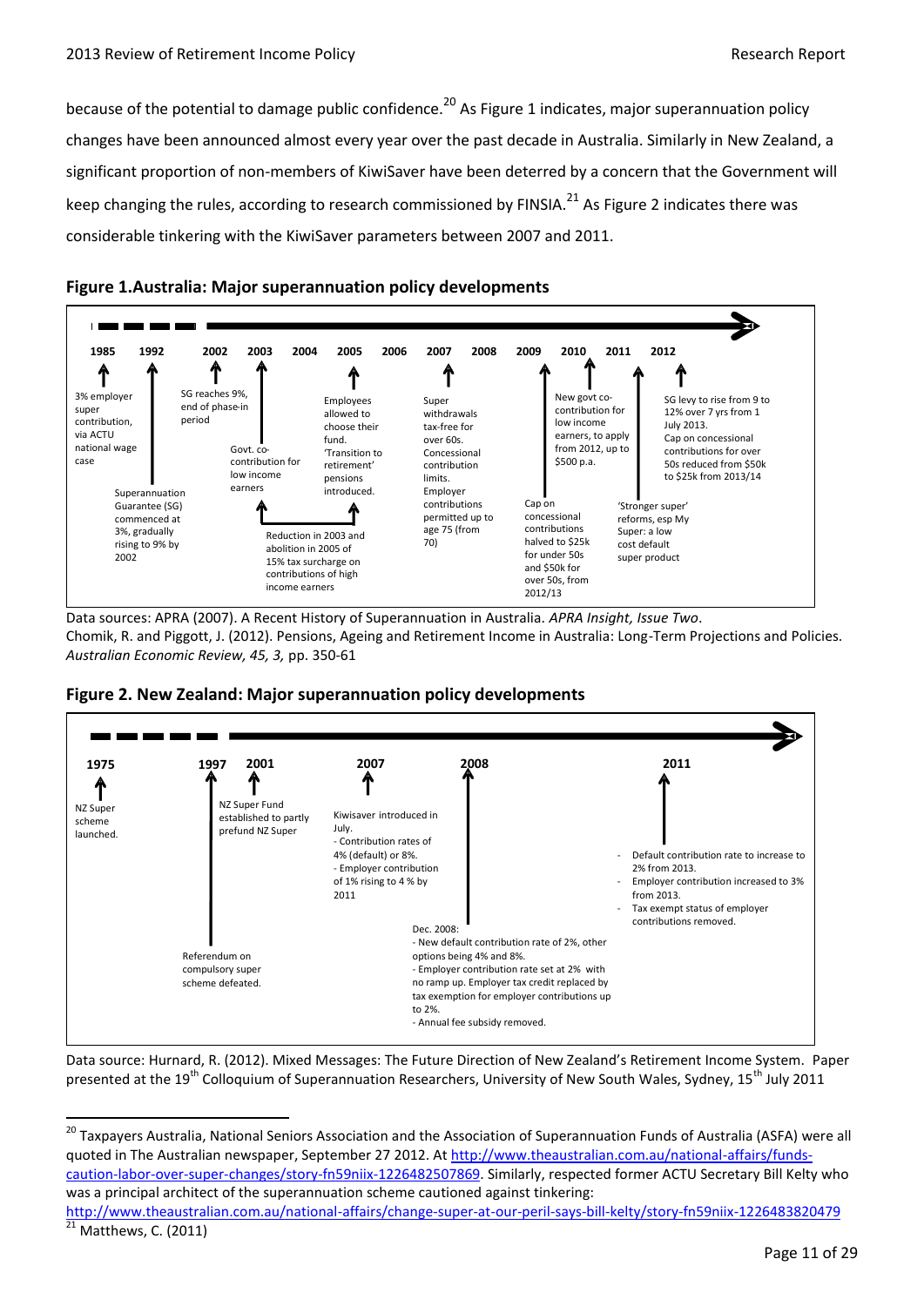because of the potential to damage public confidence.[20] As Figure 1 indicates, major superannuation policy changes have been announced almost every year over the past decade in Australia. Similarly in New Zealand, a significant proportion of non-members of KiwiSaver have been deterred by a concern that the Government will keep changing the rules, according to research commissioned by FINSIA.[21] As Figure 2 indicates there was considerable tinkering with the KiwiSaver parameters between 2007 and 2011.

**Figure 1.Australia: Major superannuation policy developments**

- **1985**: 3% employer super contribution, via ACTU national wage case
- **1992**: Superannuation Guarantee (SG) commenced at 3%, gradually rising to 9% by 2002
- **2002**: SG reaches 9%, end of phase-in period
- **2003**: Govt. co-contribution for low income earners
- **2003–2005**: Reduction in 2003 and abolition in 2005 of 15% tax surcharge on contributions of high income earners
- **2005**: Employees allowed to choose their fund. 'Transition to retirement' pensions introduced.
- **2007**: Super withdrawals tax-free for over 60s. Concessional contribution limits. Employer contributions permitted up to age 75 (from 70)
- **2009**: Cap on concessional contributions halved to $25k for under 50s and $50k for over 50s, from 2012/13
- **2010**: New govt co-contribution for low income earners, to apply from 2012, up to $500 p.a.
- **2011**: 'Stronger super' reforms, esp My Super: a low cost default super product
- **2012**: SG levy to rise from 9 to 12% over 7 yrs from 1 July 2013. Cap on concessional contributions for over 50s reduced from $50k to $25k from 2013/14

Data sources: APRA (2007). A Recent History of Superannuation in Australia. *APRA Insight, Issue Two*.
Chomik, R. and Piggott, J. (2012). Pensions, Ageing and Retirement Income in Australia: Long-Term Projections and Policies. *Australian Economic Review, 45, 3,* pp. 350-61

**Figure 2. New Zealand: Major superannuation policy developments**

- **1975**: NZ Super scheme launched.
- **1997**: Referendum on compulsory super scheme defeated.
- **2001**: NZ Super Fund established to partly prefund NZ Super
- **2007**: Kiwisaver introduced in July.
  - Contribution rates of 4% (default) or 8%.
  - Employer contribution of 1% rising to 4 % by 2011
- **2008**: Dec. 2008:
  - New default contribution rate of 2%, other options being 4% and 8%.
  - Employer contribution rate set at 2% with no ramp up. Employer tax credit replaced by tax exemption for employer contributions up to 2%.
  - Annual fee subsidy removed.
- **2011**:
  - Default contribution rate to increase to 2% from 2013.
  - Employer contribution increased to 3% from 2013.
  - Tax exempt status of employer contributions removed.

Data source: Hurnard, R. (2012). Mixed Messages: The Future Direction of New Zealand's Retirement Income System. Paper presented at the 19th Colloquium of Superannuation Researchers, University of New South Wales, Sydney, 15th July 2011

---

[20] Taxpayers Australia, National Seniors Association and the Association of Superannuation Funds of Australia (ASFA) were all quoted in The Australian newspaper, September 27 2012. At http://www.theaustralian.com.au/national-affairs/funds-caution-labor-over-super-changes/story-fn59niix-1226482507869. Similarly, respected former ACTU Secretary Bill Kelty who was a principal architect of the superannuation scheme cautioned against tinkering: http://www.theaustralian.com.au/national-affairs/change-super-at-our-peril-says-bill-kelty/story-fn59niix-1226483820479

[21] Matthews, C. (2011)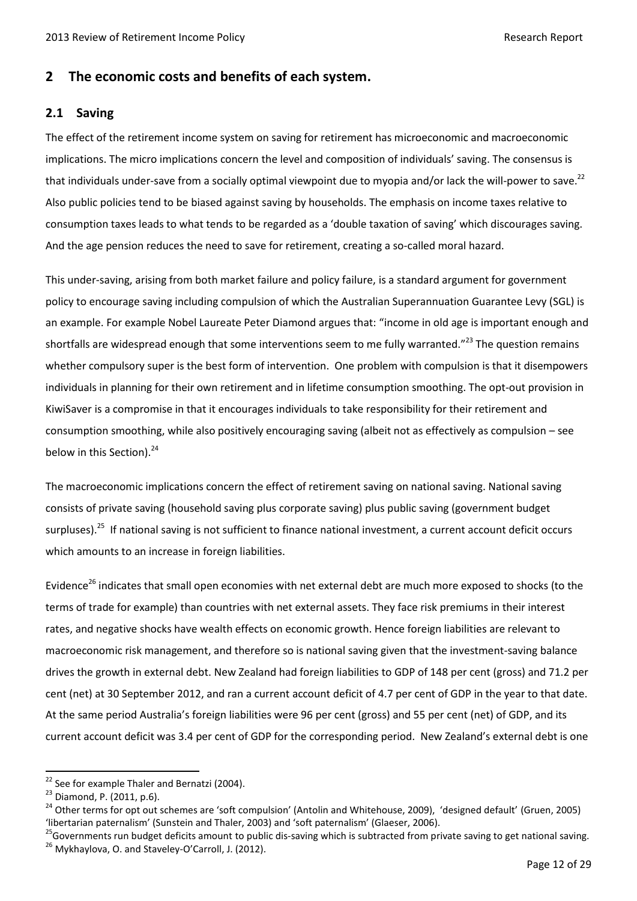## 2 The economic costs and benefits of each system.

### 2.1 Saving

The effect of the retirement income system on saving for retirement has microeconomic and macroeconomic implications. The micro implications concern the level and composition of individuals' saving. The consensus is that individuals under-save from a socially optimal viewpoint due to myopia and/or lack the will-power to save.[22] Also public policies tend to be biased against saving by households. The emphasis on income taxes relative to consumption taxes leads to what tends to be regarded as a 'double taxation of saving' which discourages saving. And the age pension reduces the need to save for retirement, creating a so-called moral hazard.

This under-saving, arising from both market failure and policy failure, is a standard argument for government policy to encourage saving including compulsion of which the Australian Superannuation Guarantee Levy (SGL) is an example. For example Nobel Laureate Peter Diamond argues that: "income in old age is important enough and shortfalls are widespread enough that some interventions seem to me fully warranted."[23] The question remains whether compulsory super is the best form of intervention. One problem with compulsion is that it disempowers individuals in planning for their own retirement and in lifetime consumption smoothing. The opt-out provision in KiwiSaver is a compromise in that it encourages individuals to take responsibility for their retirement and consumption smoothing, while also positively encouraging saving (albeit not as effectively as compulsion – see below in this Section).[24]

The macroeconomic implications concern the effect of retirement saving on national saving. National saving consists of private saving (household saving plus corporate saving) plus public saving (government budget surpluses).[25] If national saving is not sufficient to finance national investment, a current account deficit occurs which amounts to an increase in foreign liabilities.

Evidence[26] indicates that small open economies with net external debt are much more exposed to shocks (to the terms of trade for example) than countries with net external assets. They face risk premiums in their interest rates, and negative shocks have wealth effects on economic growth. Hence foreign liabilities are relevant to macroeconomic risk management, and therefore so is national saving given that the investment-saving balance drives the growth in external debt. New Zealand had foreign liabilities to GDP of 148 per cent (gross) and 71.2 per cent (net) at 30 September 2012, and ran a current account deficit of 4.7 per cent of GDP in the year to that date. At the same period Australia's foreign liabilities were 96 per cent (gross) and 55 per cent (net) of GDP, and its current account deficit was 3.4 per cent of GDP for the corresponding period. New Zealand's external debt is one

---

[22] See for example Thaler and Bernatzi (2004).

[23] Diamond, P. (2011, p.6).

[24] Other terms for opt out schemes are 'soft compulsion' (Antolin and Whitehouse, 2009), 'designed default' (Gruen, 2005) 'libertarian paternalism' (Sunstein and Thaler, 2003) and 'soft paternalism' (Glaeser, 2006).

[25] Governments run budget deficits amount to public dis-saving which is subtracted from private saving to get national saving.

[26] Mykhaylova, O. and Staveley-O'Carroll, J. (2012).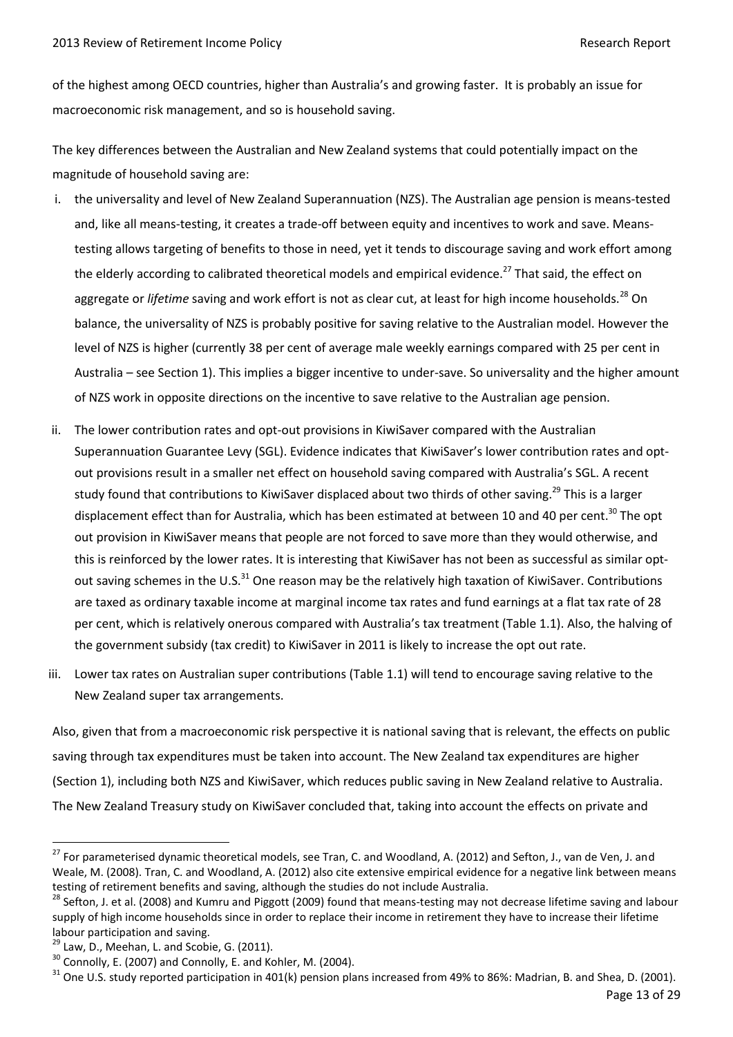of the highest among OECD countries, higher than Australia's and growing faster. It is probably an issue for macroeconomic risk management, and so is household saving.

The key differences between the Australian and New Zealand systems that could potentially impact on the magnitude of household saving are:

i. the universality and level of New Zealand Superannuation (NZS). The Australian age pension is means-tested and, like all means-testing, it creates a trade-off between equity and incentives to work and save. Means-testing allows targeting of benefits to those in need, yet it tends to discourage saving and work effort among the elderly according to calibrated theoretical models and empirical evidence.[27] That said, the effect on aggregate or *lifetime* saving and work effort is not as clear cut, at least for high income households.[28] On balance, the universality of NZS is probably positive for saving relative to the Australian model. However the level of NZS is higher (currently 38 per cent of average male weekly earnings compared with 25 per cent in Australia – see Section 1). This implies a bigger incentive to under-save. So universality and the higher amount of NZS work in opposite directions on the incentive to save relative to the Australian age pension.

ii. The lower contribution rates and opt-out provisions in KiwiSaver compared with the Australian Superannuation Guarantee Levy (SGL). Evidence indicates that KiwiSaver's lower contribution rates and opt-out provisions result in a smaller net effect on household saving compared with Australia's SGL. A recent study found that contributions to KiwiSaver displaced about two thirds of other saving.[29] This is a larger displacement effect than for Australia, which has been estimated at between 10 and 40 per cent.[30] The opt out provision in KiwiSaver means that people are not forced to save more than they would otherwise, and this is reinforced by the lower rates. It is interesting that KiwiSaver has not been as successful as similar opt-out saving schemes in the U.S.[31] One reason may be the relatively high taxation of KiwiSaver. Contributions are taxed as ordinary taxable income at marginal income tax rates and fund earnings at a flat tax rate of 28 per cent, which is relatively onerous compared with Australia's tax treatment (Table 1.1). Also, the halving of the government subsidy (tax credit) to KiwiSaver in 2011 is likely to increase the opt out rate.

iii. Lower tax rates on Australian super contributions (Table 1.1) will tend to encourage saving relative to the New Zealand super tax arrangements.

Also, given that from a macroeconomic risk perspective it is national saving that is relevant, the effects on public saving through tax expenditures must be taken into account. The New Zealand tax expenditures are higher (Section 1), including both NZS and KiwiSaver, which reduces public saving in New Zealand relative to Australia. The New Zealand Treasury study on KiwiSaver concluded that, taking into account the effects on private and

---

[27] For parameterised dynamic theoretical models, see Tran, C. and Woodland, A. (2012) and Sefton, J., van de Ven, J. and Weale, M. (2008). Tran, C. and Woodland, A. (2012) also cite extensive empirical evidence for a negative link between means testing of retirement benefits and saving, although the studies do not include Australia.

[28] Sefton, J. et al. (2008) and Kumru and Piggott (2009) found that means-testing may not decrease lifetime saving and labour supply of high income households since in order to replace their income in retirement they have to increase their lifetime labour participation and saving.

[29] Law, D., Meehan, L. and Scobie, G. (2011).

[30] Connolly, E. (2007) and Connolly, E. and Kohler, M. (2004).

[31] One U.S. study reported participation in 401(k) pension plans increased from 49% to 86%: Madrian, B. and Shea, D. (2001).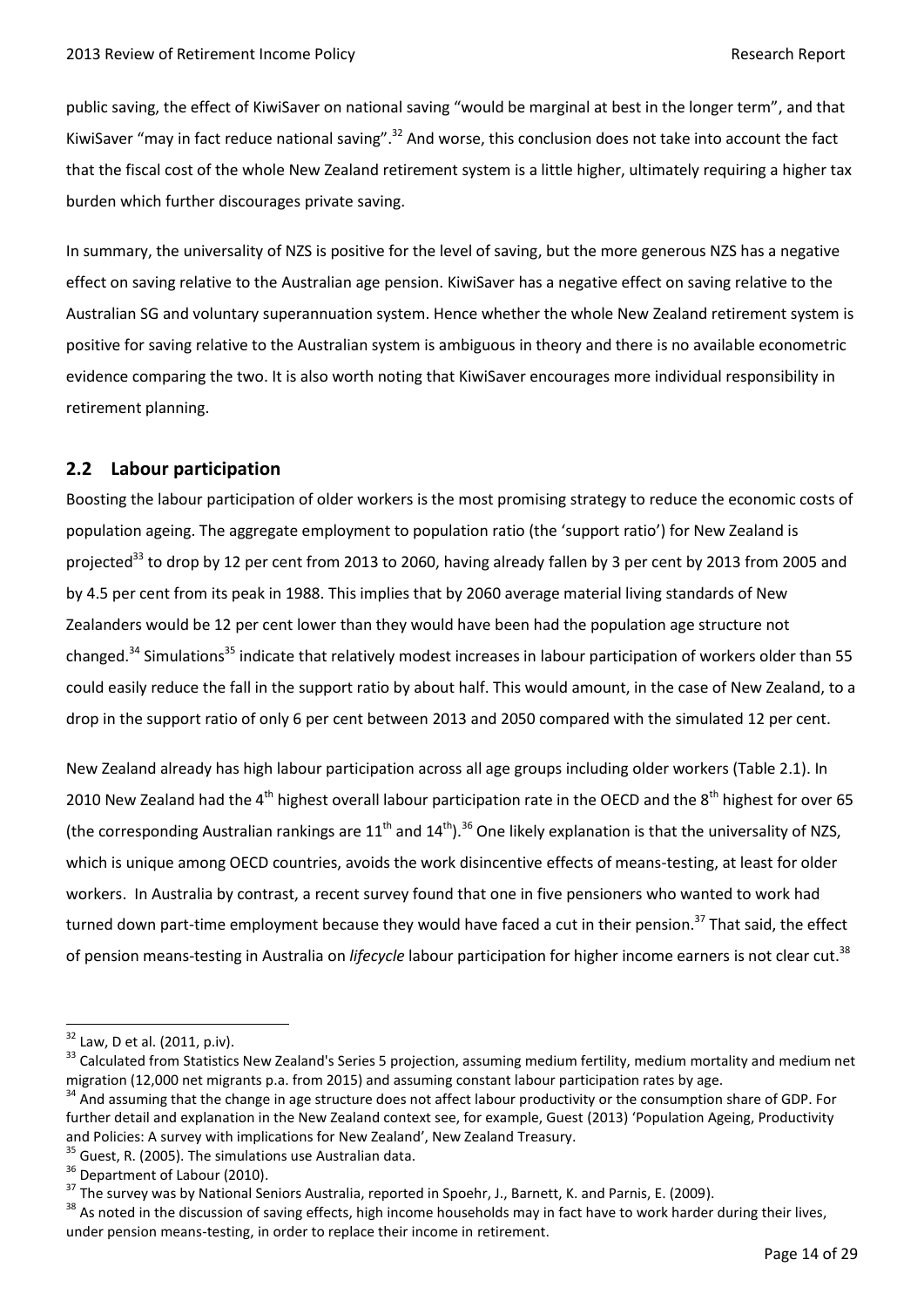public saving, the effect of KiwiSaver on national saving "would be marginal at best in the longer term", and that KiwiSaver "may in fact reduce national saving".[32] And worse, this conclusion does not take into account the fact that the fiscal cost of the whole New Zealand retirement system is a little higher, ultimately requiring a higher tax burden which further discourages private saving.

In summary, the universality of NZS is positive for the level of saving, but the more generous NZS has a negative effect on saving relative to the Australian age pension. KiwiSaver has a negative effect on saving relative to the Australian SG and voluntary superannuation system. Hence whether the whole New Zealand retirement system is positive for saving relative to the Australian system is ambiguous in theory and there is no available econometric evidence comparing the two. It is also worth noting that KiwiSaver encourages more individual responsibility in retirement planning.

## 2.2 Labour participation

Boosting the labour participation of older workers is the most promising strategy to reduce the economic costs of population ageing. The aggregate employment to population ratio (the 'support ratio') for New Zealand is projected[33] to drop by 12 per cent from 2013 to 2060, having already fallen by 3 per cent by 2013 from 2005 and by 4.5 per cent from its peak in 1988. This implies that by 2060 average material living standards of New Zealanders would be 12 per cent lower than they would have been had the population age structure not changed.[34] Simulations[35] indicate that relatively modest increases in labour participation of workers older than 55 could easily reduce the fall in the support ratio by about half. This would amount, in the case of New Zealand, to a drop in the support ratio of only 6 per cent between 2013 and 2050 compared with the simulated 12 per cent.

New Zealand already has high labour participation across all age groups including older workers (Table 2.1). In 2010 New Zealand had the 4th highest overall labour participation rate in the OECD and the 8th highest for over 65 (the corresponding Australian rankings are 11th and 14th).[36] One likely explanation is that the universality of NZS, which is unique among OECD countries, avoids the work disincentive effects of means-testing, at least for older workers. In Australia by contrast, a recent survey found that one in five pensioners who wanted to work had turned down part-time employment because they would have faced a cut in their pension.[37] That said, the effect of pension means-testing in Australia on *lifecycle* labour participation for higher income earners is not clear cut.[38]

---

[32] Law, D et al. (2011, p.iv).

[33] Calculated from Statistics New Zealand's Series 5 projection, assuming medium fertility, medium mortality and medium net migration (12,000 net migrants p.a. from 2015) and assuming constant labour participation rates by age.

[34] And assuming that the change in age structure does not affect labour productivity or the consumption share of GDP. For further detail and explanation in the New Zealand context see, for example, Guest (2013) 'Population Ageing, Productivity and Policies: A survey with implications for New Zealand', New Zealand Treasury.

[35] Guest, R. (2005). The simulations use Australian data.

[36] Department of Labour (2010).

[37] The survey was by National Seniors Australia, reported in Spoehr, J., Barnett, K. and Parnis, E. (2009).

[38] As noted in the discussion of saving effects, high income households may in fact have to work harder during their lives, under pension means-testing, in order to replace their income in retirement.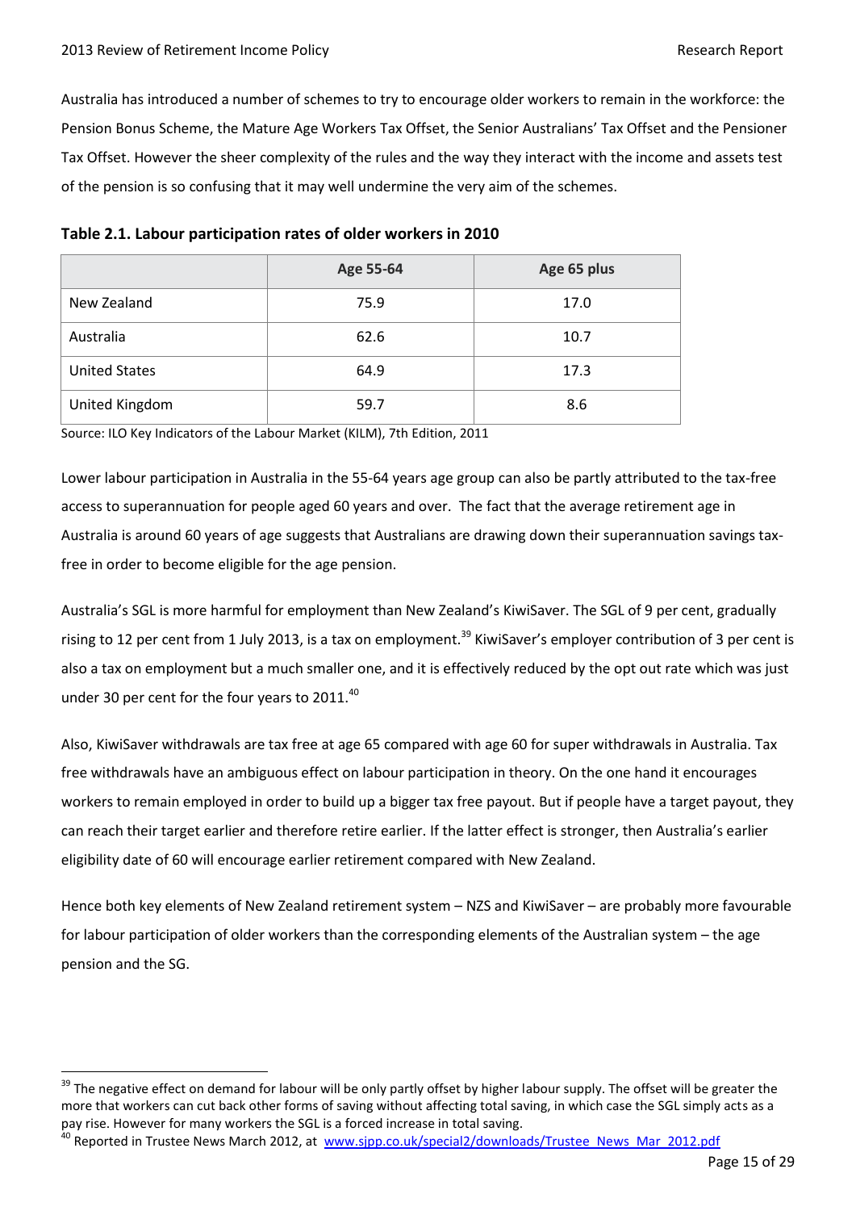Australia has introduced a number of schemes to try to encourage older workers to remain in the workforce: the Pension Bonus Scheme, the Mature Age Workers Tax Offset, the Senior Australians' Tax Offset and the Pensioner Tax Offset. However the sheer complexity of the rules and the way they interact with the income and assets test of the pension is so confusing that it may well undermine the very aim of the schemes.

**Table 2.1. Labour participation rates of older workers in 2010**

| | Age 55-64 | Age 65 plus |
|---|---|---|
| New Zealand | 75.9 | 17.0 |
| Australia | 62.6 | 10.7 |
| United States | 64.9 | 17.3 |
| United Kingdom | 59.7 | 8.6 |

Source: ILO Key Indicators of the Labour Market (KILM), 7th Edition, 2011

Lower labour participation in Australia in the 55-64 years age group can also be partly attributed to the tax-free access to superannuation for people aged 60 years and over. The fact that the average retirement age in Australia is around 60 years of age suggests that Australians are drawing down their superannuation savings tax-free in order to become eligible for the age pension.

Australia's SGL is more harmful for employment than New Zealand's KiwiSaver. The SGL of 9 per cent, gradually rising to 12 per cent from 1 July 2013, is a tax on employment.[39] KiwiSaver's employer contribution of 3 per cent is also a tax on employment but a much smaller one, and it is effectively reduced by the opt out rate which was just under 30 per cent for the four years to 2011.[40]

Also, KiwiSaver withdrawals are tax free at age 65 compared with age 60 for super withdrawals in Australia. Tax free withdrawals have an ambiguous effect on labour participation in theory. On the one hand it encourages workers to remain employed in order to build up a bigger tax free payout. But if people have a target payout, they can reach their target earlier and therefore retire earlier. If the latter effect is stronger, then Australia's earlier eligibility date of 60 will encourage earlier retirement compared with New Zealand.

Hence both key elements of New Zealand retirement system – NZS and KiwiSaver – are probably more favourable for labour participation of older workers than the corresponding elements of the Australian system – the age pension and the SG.

---

[39] The negative effect on demand for labour will be only partly offset by higher labour supply. The offset will be greater the more that workers can cut back other forms of saving without affecting total saving, in which case the SGL simply acts as a pay rise. However for many workers the SGL is a forced increase in total saving.

[40] Reported in Trustee News March 2012, at www.sjpp.co.uk/special2/downloads/Trustee_News_Mar_2012.pdf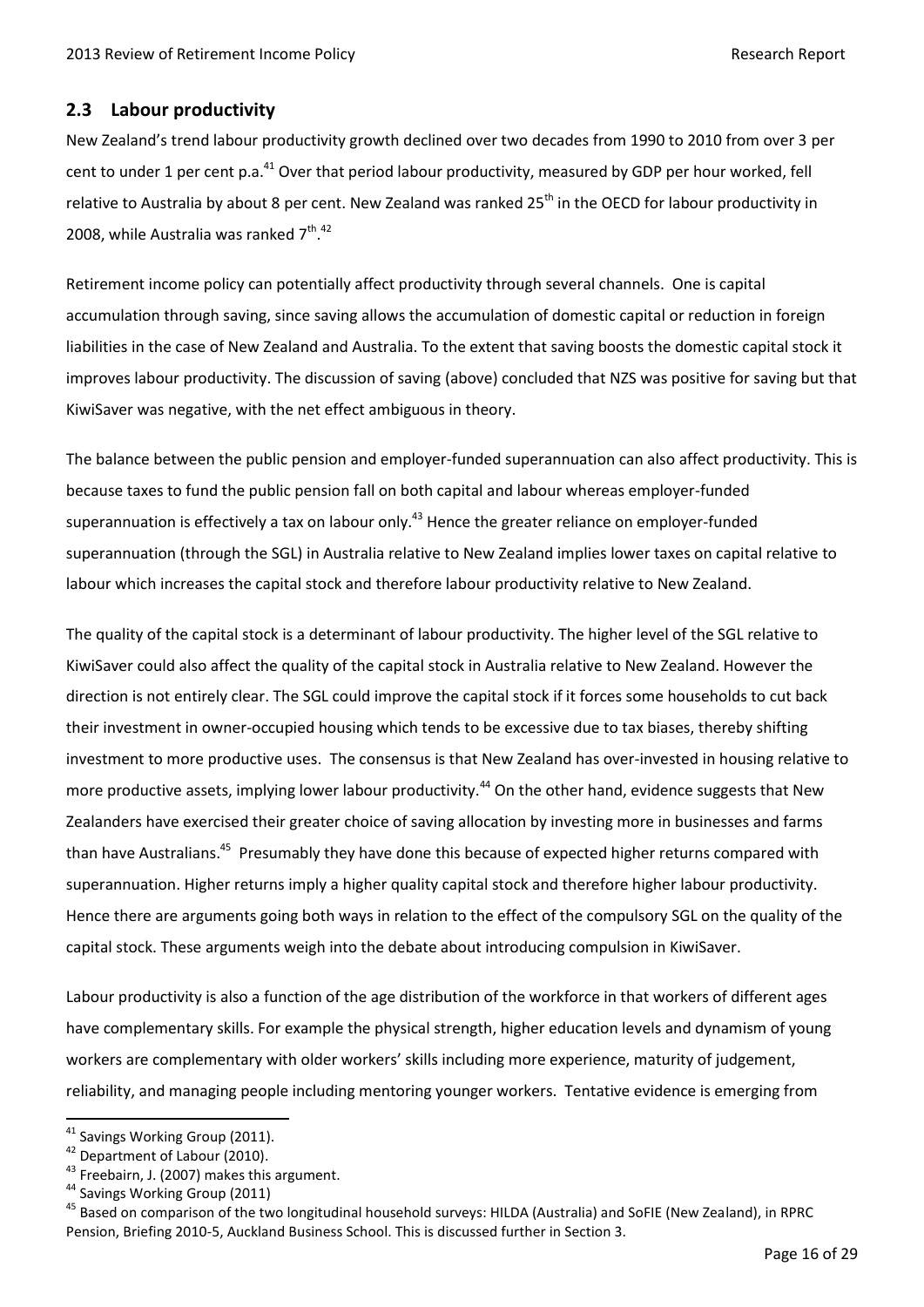## 2.3 Labour productivity

New Zealand's trend labour productivity growth declined over two decades from 1990 to 2010 from over 3 per cent to under 1 per cent p.a.[41] Over that period labour productivity, measured by GDP per hour worked, fell relative to Australia by about 8 per cent. New Zealand was ranked 25th in the OECD for labour productivity in 2008, while Australia was ranked 7th.[42]

Retirement income policy can potentially affect productivity through several channels. One is capital accumulation through saving, since saving allows the accumulation of domestic capital or reduction in foreign liabilities in the case of New Zealand and Australia. To the extent that saving boosts the domestic capital stock it improves labour productivity. The discussion of saving (above) concluded that NZS was positive for saving but that KiwiSaver was negative, with the net effect ambiguous in theory.

The balance between the public pension and employer-funded superannuation can also affect productivity. This is because taxes to fund the public pension fall on both capital and labour whereas employer-funded superannuation is effectively a tax on labour only.[43] Hence the greater reliance on employer-funded superannuation (through the SGL) in Australia relative to New Zealand implies lower taxes on capital relative to labour which increases the capital stock and therefore labour productivity relative to New Zealand.

The quality of the capital stock is a determinant of labour productivity. The higher level of the SGL relative to KiwiSaver could also affect the quality of the capital stock in Australia relative to New Zealand. However the direction is not entirely clear. The SGL could improve the capital stock if it forces some households to cut back their investment in owner-occupied housing which tends to be excessive due to tax biases, thereby shifting investment to more productive uses. The consensus is that New Zealand has over-invested in housing relative to more productive assets, implying lower labour productivity.[44] On the other hand, evidence suggests that New Zealanders have exercised their greater choice of saving allocation by investing more in businesses and farms than have Australians.[45] Presumably they have done this because of expected higher returns compared with superannuation. Higher returns imply a higher quality capital stock and therefore higher labour productivity. Hence there are arguments going both ways in relation to the effect of the compulsory SGL on the quality of the capital stock. These arguments weigh into the debate about introducing compulsion in KiwiSaver.

Labour productivity is also a function of the age distribution of the workforce in that workers of different ages have complementary skills. For example the physical strength, higher education levels and dynamism of young workers are complementary with older workers' skills including more experience, maturity of judgement, reliability, and managing people including mentoring younger workers. Tentative evidence is emerging from

[41] Savings Working Group (2011).

[42] Department of Labour (2010).

[43] Freebairn, J. (2007) makes this argument.

[44] Savings Working Group (2011)

[45] Based on comparison of the two longitudinal household surveys: HILDA (Australia) and SoFIE (New Zealand), in RPRC Pension, Briefing 2010-5, Auckland Business School. This is discussed further in Section 3.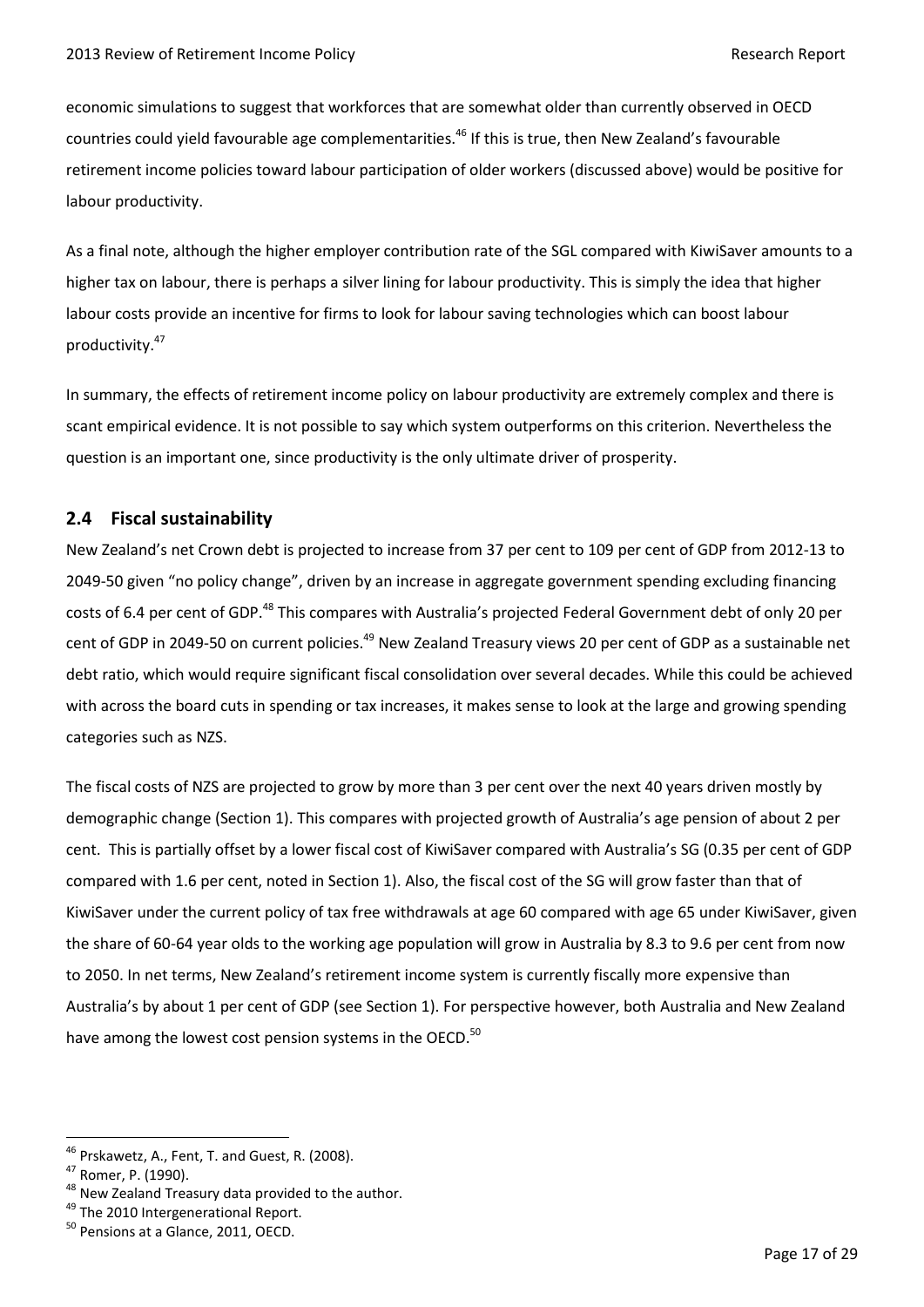economic simulations to suggest that workforces that are somewhat older than currently observed in OECD countries could yield favourable age complementarities.[46] If this is true, then New Zealand's favourable retirement income policies toward labour participation of older workers (discussed above) would be positive for labour productivity.

As a final note, although the higher employer contribution rate of the SGL compared with KiwiSaver amounts to a higher tax on labour, there is perhaps a silver lining for labour productivity. This is simply the idea that higher labour costs provide an incentive for firms to look for labour saving technologies which can boost labour productivity.[47]

In summary, the effects of retirement income policy on labour productivity are extremely complex and there is scant empirical evidence. It is not possible to say which system outperforms on this criterion. Nevertheless the question is an important one, since productivity is the only ultimate driver of prosperity.

## 2.4 Fiscal sustainability

New Zealand's net Crown debt is projected to increase from 37 per cent to 109 per cent of GDP from 2012-13 to 2049-50 given "no policy change", driven by an increase in aggregate government spending excluding financing costs of 6.4 per cent of GDP.[48] This compares with Australia's projected Federal Government debt of only 20 per cent of GDP in 2049-50 on current policies.[49] New Zealand Treasury views 20 per cent of GDP as a sustainable net debt ratio, which would require significant fiscal consolidation over several decades. While this could be achieved with across the board cuts in spending or tax increases, it makes sense to look at the large and growing spending categories such as NZS.

The fiscal costs of NZS are projected to grow by more than 3 per cent over the next 40 years driven mostly by demographic change (Section 1). This compares with projected growth of Australia's age pension of about 2 per cent. This is partially offset by a lower fiscal cost of KiwiSaver compared with Australia's SG (0.35 per cent of GDP compared with 1.6 per cent, noted in Section 1). Also, the fiscal cost of the SG will grow faster than that of KiwiSaver under the current policy of tax free withdrawals at age 60 compared with age 65 under KiwiSaver, given the share of 60-64 year olds to the working age population will grow in Australia by 8.3 to 9.6 per cent from now to 2050. In net terms, New Zealand's retirement income system is currently fiscally more expensive than Australia's by about 1 per cent of GDP (see Section 1). For perspective however, both Australia and New Zealand have among the lowest cost pension systems in the OECD.[50]

---

[46] Prskawetz, A., Fent, T. and Guest, R. (2008).

[47] Romer, P. (1990).

[48] New Zealand Treasury data provided to the author.

[49] The 2010 Intergenerational Report.

[50] Pensions at a Glance, 2011, OECD.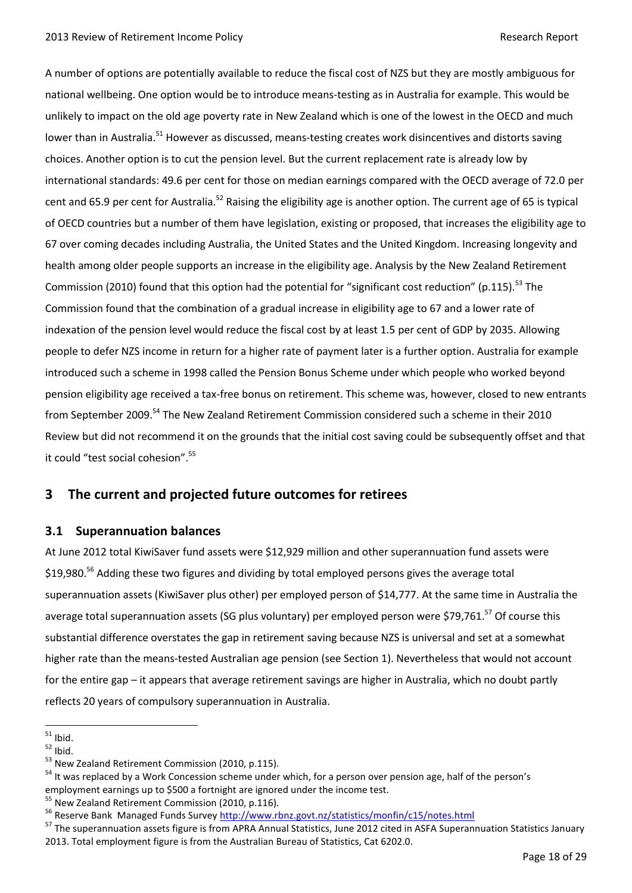A number of options are potentially available to reduce the fiscal cost of NZS but they are mostly ambiguous for national wellbeing. One option would be to introduce means-testing as in Australia for example. This would be unlikely to impact on the old age poverty rate in New Zealand which is one of the lowest in the OECD and much lower than in Australia.[51] However as discussed, means-testing creates work disincentives and distorts saving choices. Another option is to cut the pension level. But the current replacement rate is already low by international standards: 49.6 per cent for those on median earnings compared with the OECD average of 72.0 per cent and 65.9 per cent for Australia.[52] Raising the eligibility age is another option. The current age of 65 is typical of OECD countries but a number of them have legislation, existing or proposed, that increases the eligibility age to 67 over coming decades including Australia, the United States and the United Kingdom. Increasing longevity and health among older people supports an increase in the eligibility age. Analysis by the New Zealand Retirement Commission (2010) found that this option had the potential for "significant cost reduction" (p.115).[53] The Commission found that the combination of a gradual increase in eligibility age to 67 and a lower rate of indexation of the pension level would reduce the fiscal cost by at least 1.5 per cent of GDP by 2035. Allowing people to defer NZS income in return for a higher rate of payment later is a further option. Australia for example introduced such a scheme in 1998 called the Pension Bonus Scheme under which people who worked beyond pension eligibility age received a tax-free bonus on retirement. This scheme was, however, closed to new entrants from September 2009.[54] The New Zealand Retirement Commission considered such a scheme in their 2010 Review but did not recommend it on the grounds that the initial cost saving could be subsequently offset and that it could "test social cohesion".[55]

## 3 The current and projected future outcomes for retirees

### 3.1 Superannuation balances

At June 2012 total KiwiSaver fund assets were $12,929 million and other superannuation fund assets were $19,980.[56] Adding these two figures and dividing by total employed persons gives the average total superannuation assets (KiwiSaver plus other) per employed person of $14,777. At the same time in Australia the average total superannuation assets (SG plus voluntary) per employed person were $79,761.[57] Of course this substantial difference overstates the gap in retirement saving because NZS is universal and set at a somewhat higher rate than the means-tested Australian age pension (see Section 1). Nevertheless that would not account for the entire gap – it appears that average retirement savings are higher in Australia, which no doubt partly reflects 20 years of compulsory superannuation in Australia.

---

[51] Ibid.

[52] Ibid.

[53] New Zealand Retirement Commission (2010, p.115).

[54] It was replaced by a Work Concession scheme under which, for a person over pension age, half of the person's employment earnings up to $500 a fortnight are ignored under the income test.

[55] New Zealand Retirement Commission (2010, p.116).

[56] Reserve Bank Managed Funds Survey http://www.rbnz.govt.nz/statistics/monfin/c15/notes.html

[57] The superannuation assets figure is from APRA Annual Statistics, June 2012 cited in ASFA Superannuation Statistics January 2013. Total employment figure is from the Australian Bureau of Statistics, Cat 6202.0.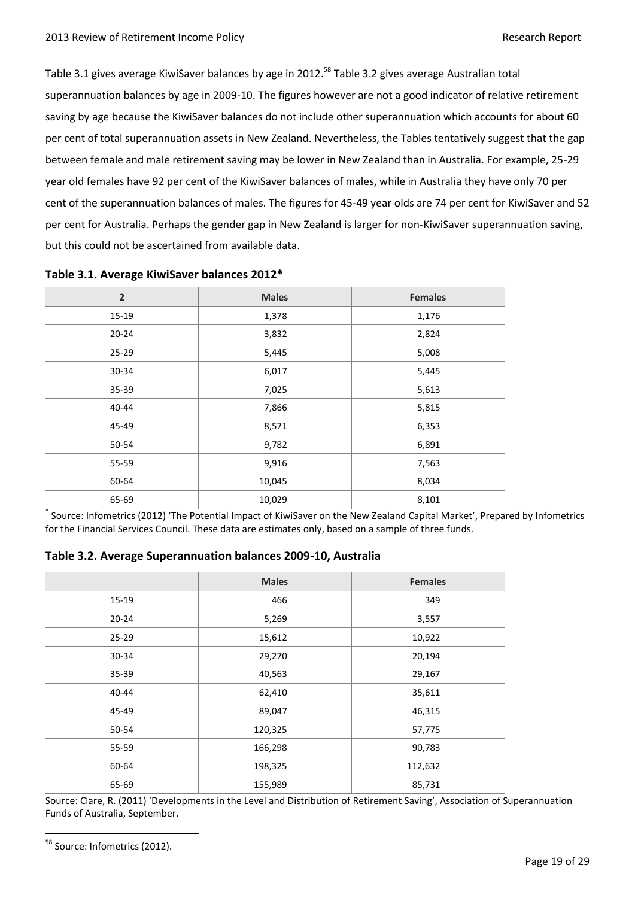Table 3.1 gives average KiwiSaver balances by age in 2012.[58] Table 3.2 gives average Australian total superannuation balances by age in 2009-10. The figures however are not a good indicator of relative retirement saving by age because the KiwiSaver balances do not include other superannuation which accounts for about 60 per cent of total superannuation assets in New Zealand. Nevertheless, the Tables tentatively suggest that the gap between female and male retirement saving may be lower in New Zealand than in Australia. For example, 25-29 year old females have 92 per cent of the KiwiSaver balances of males, while in Australia they have only 70 per cent of the superannuation balances of males. The figures for 45-49 year olds are 74 per cent for KiwiSaver and 52 per cent for Australia. Perhaps the gender gap in New Zealand is larger for non-KiwiSaver superannuation saving, but this could not be ascertained from available data.

**Table 3.1. Average KiwiSaver balances 2012***

| 2 | Males | Females |
|---|---|---|
| 15-19 | 1,378 | 1,176 |
| 20-24 | 3,832 | 2,824 |
| 25-29 | 5,445 | 5,008 |
| 30-34 | 6,017 | 5,445 |
| 35-39 | 7,025 | 5,613 |
| 40-44 | 7,866 | 5,815 |
| 45-49 | 8,571 | 6,353 |
| 50-54 | 9,782 | 6,891 |
| 55-59 | 9,916 | 7,563 |
| 60-64 | 10,045 | 8,034 |
| 65-69 | 10,029 | 8,101 |

* Source: Infometrics (2012) 'The Potential Impact of KiwiSaver on the New Zealand Capital Market', Prepared by Infometrics for the Financial Services Council. These data are estimates only, based on a sample of three funds.

**Table 3.2. Average Superannuation balances 2009-10, Australia**

| | Males | Females |
|---|---|---|
| 15-19 | 466 | 349 |
| 20-24 | 5,269 | 3,557 |
| 25-29 | 15,612 | 10,922 |
| 30-34 | 29,270 | 20,194 |
| 35-39 | 40,563 | 29,167 |
| 40-44 | 62,410 | 35,611 |
| 45-49 | 89,047 | 46,315 |
| 50-54 | 120,325 | 57,775 |
| 55-59 | 166,298 | 90,783 |
| 60-64 | 198,325 | 112,632 |
| 65-69 | 155,989 | 85,731 |

Source: Clare, R. (2011) 'Developments in the Level and Distribution of Retirement Saving', Association of Superannuation Funds of Australia, September.

[58] Source: Infometrics (2012).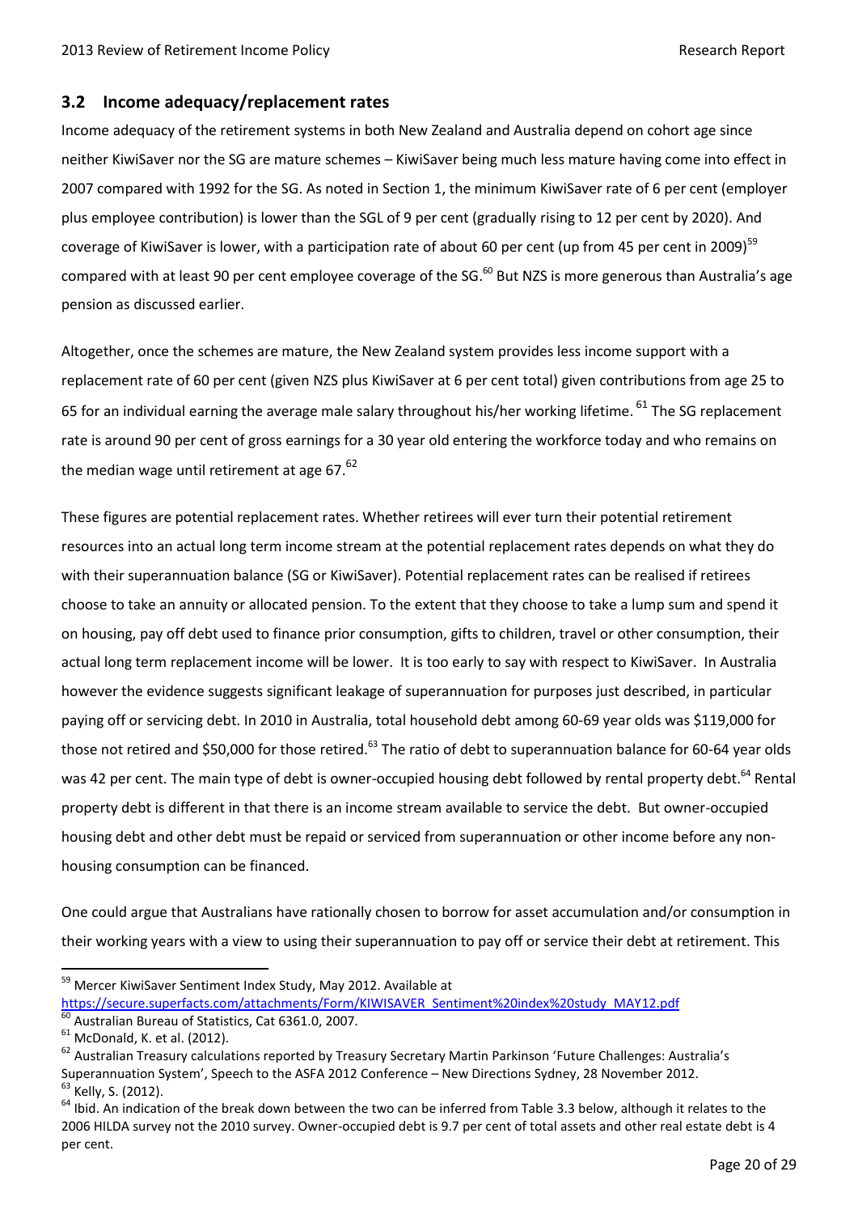## 3.2 Income adequacy/replacement rates

Income adequacy of the retirement systems in both New Zealand and Australia depend on cohort age since neither KiwiSaver nor the SG are mature schemes – KiwiSaver being much less mature having come into effect in 2007 compared with 1992 for the SG. As noted in Section 1, the minimum KiwiSaver rate of 6 per cent (employer plus employee contribution) is lower than the SGL of 9 per cent (gradually rising to 12 per cent by 2020). And coverage of KiwiSaver is lower, with a participation rate of about 60 per cent (up from 45 per cent in 2009)[59] compared with at least 90 per cent employee coverage of the SG.[60] But NZS is more generous than Australia's age pension as discussed earlier.

Altogether, once the schemes are mature, the New Zealand system provides less income support with a replacement rate of 60 per cent (given NZS plus KiwiSaver at 6 per cent total) given contributions from age 25 to 65 for an individual earning the average male salary throughout his/her working lifetime.[61] The SG replacement rate is around 90 per cent of gross earnings for a 30 year old entering the workforce today and who remains on the median wage until retirement at age 67.[62]

These figures are potential replacement rates. Whether retirees will ever turn their potential retirement resources into an actual long term income stream at the potential replacement rates depends on what they do with their superannuation balance (SG or KiwiSaver). Potential replacement rates can be realised if retirees choose to take an annuity or allocated pension. To the extent that they choose to take a lump sum and spend it on housing, pay off debt used to finance prior consumption, gifts to children, travel or other consumption, their actual long term replacement income will be lower. It is too early to say with respect to KiwiSaver. In Australia however the evidence suggests significant leakage of superannuation for purposes just described, in particular paying off or servicing debt. In 2010 in Australia, total household debt among 60-69 year olds was $119,000 for those not retired and $50,000 for those retired.[63] The ratio of debt to superannuation balance for 60-64 year olds was 42 per cent. The main type of debt is owner-occupied housing debt followed by rental property debt.[64] Rental property debt is different in that there is an income stream available to service the debt. But owner-occupied housing debt and other debt must be repaid or serviced from superannuation or other income before any non-housing consumption can be financed.

One could argue that Australians have rationally chosen to borrow for asset accumulation and/or consumption in their working years with a view to using their superannuation to pay off or service their debt at retirement. This

---

[59] Mercer KiwiSaver Sentiment Index Study, May 2012. Available at https://secure.superfacts.com/attachments/Form/KIWISAVER_Sentiment%20index%20study_MAY12.pdf

[60] Australian Bureau of Statistics, Cat 6361.0, 2007.

[61] McDonald, K. et al. (2012).

[62] Australian Treasury calculations reported by Treasury Secretary Martin Parkinson 'Future Challenges: Australia's Superannuation System', Speech to the ASFA 2012 Conference – New Directions Sydney, 28 November 2012.

[63] Kelly, S. (2012).

[64] Ibid. An indication of the break down between the two can be inferred from Table 3.3 below, although it relates to the 2006 HILDA survey not the 2010 survey. Owner-occupied debt is 9.7 per cent of total assets and other real estate debt is 4 per cent.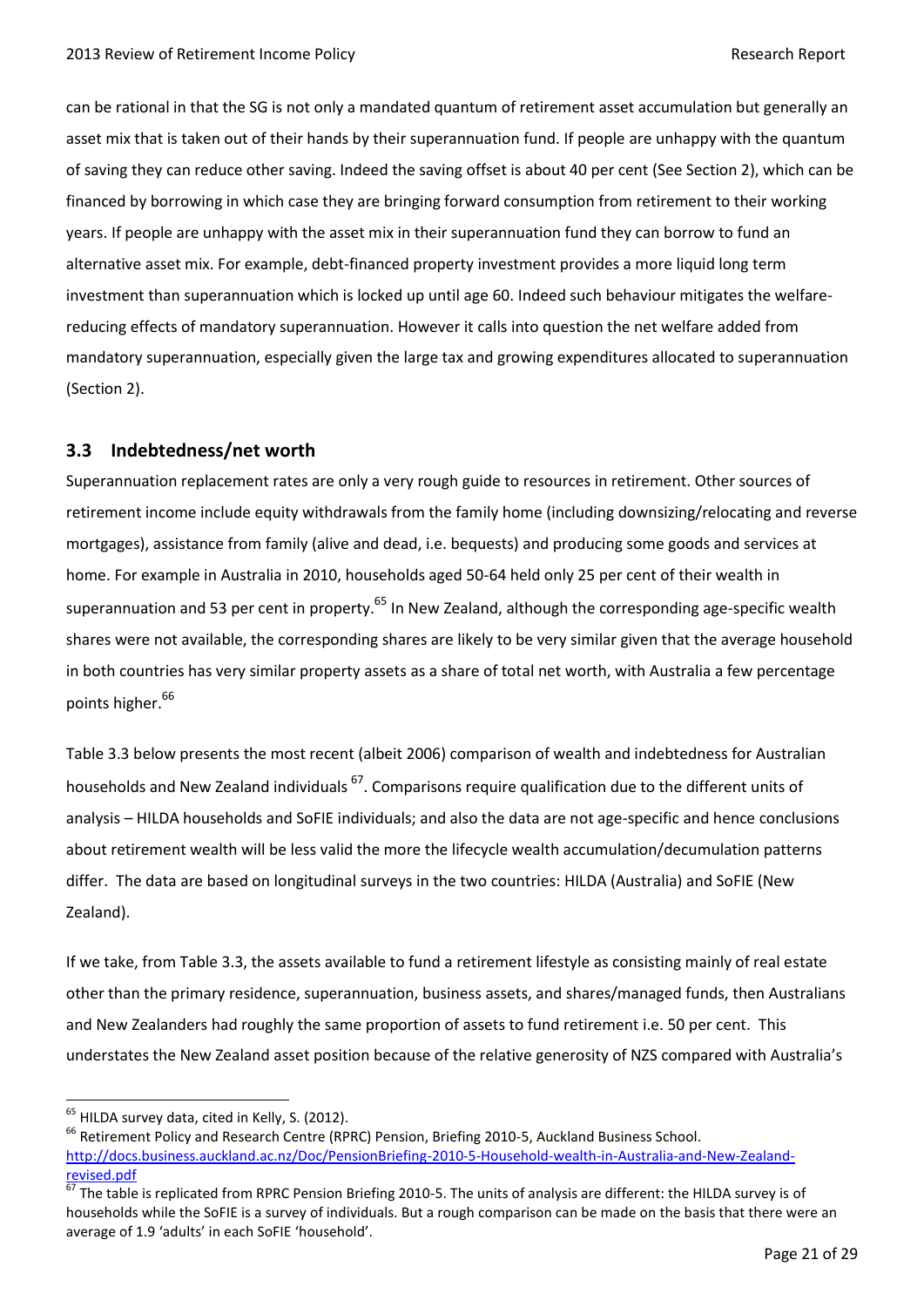can be rational in that the SG is not only a mandated quantum of retirement asset accumulation but generally an asset mix that is taken out of their hands by their superannuation fund. If people are unhappy with the quantum of saving they can reduce other saving. Indeed the saving offset is about 40 per cent (See Section 2), which can be financed by borrowing in which case they are bringing forward consumption from retirement to their working years. If people are unhappy with the asset mix in their superannuation fund they can borrow to fund an alternative asset mix. For example, debt-financed property investment provides a more liquid long term investment than superannuation which is locked up until age 60. Indeed such behaviour mitigates the welfare-reducing effects of mandatory superannuation. However it calls into question the net welfare added from mandatory superannuation, especially given the large tax and growing expenditures allocated to superannuation (Section 2).

## 3.3 Indebtedness/net worth

Superannuation replacement rates are only a very rough guide to resources in retirement. Other sources of retirement income include equity withdrawals from the family home (including downsizing/relocating and reverse mortgages), assistance from family (alive and dead, i.e. bequests) and producing some goods and services at home. For example in Australia in 2010, households aged 50-64 held only 25 per cent of their wealth in superannuation and 53 per cent in property.[65] In New Zealand, although the corresponding age-specific wealth shares were not available, the corresponding shares are likely to be very similar given that the average household in both countries has very similar property assets as a share of total net worth, with Australia a few percentage points higher.[66]

Table 3.3 below presents the most recent (albeit 2006) comparison of wealth and indebtedness for Australian households and New Zealand individuals [67]. Comparisons require qualification due to the different units of analysis – HILDA households and SoFIE individuals; and also the data are not age-specific and hence conclusions about retirement wealth will be less valid the more the lifecycle wealth accumulation/decumulation patterns differ. The data are based on longitudinal surveys in the two countries: HILDA (Australia) and SoFIE (New Zealand).

If we take, from Table 3.3, the assets available to fund a retirement lifestyle as consisting mainly of real estate other than the primary residence, superannuation, business assets, and shares/managed funds, then Australians and New Zealanders had roughly the same proportion of assets to fund retirement i.e. 50 per cent. This understates the New Zealand asset position because of the relative generosity of NZS compared with Australia's

---

[65] HILDA survey data, cited in Kelly, S. (2012).

[66] Retirement Policy and Research Centre (RPRC) Pension, Briefing 2010-5, Auckland Business School. http://docs.business.auckland.ac.nz/Doc/PensionBriefing-2010-5-Household-wealth-in-Australia-and-New-Zealand-revised.pdf

[67] The table is replicated from RPRC Pension Briefing 2010-5. The units of analysis are different: the HILDA survey is of households while the SoFIE is a survey of individuals. But a rough comparison can be made on the basis that there were an average of 1.9 'adults' in each SoFIE 'household'.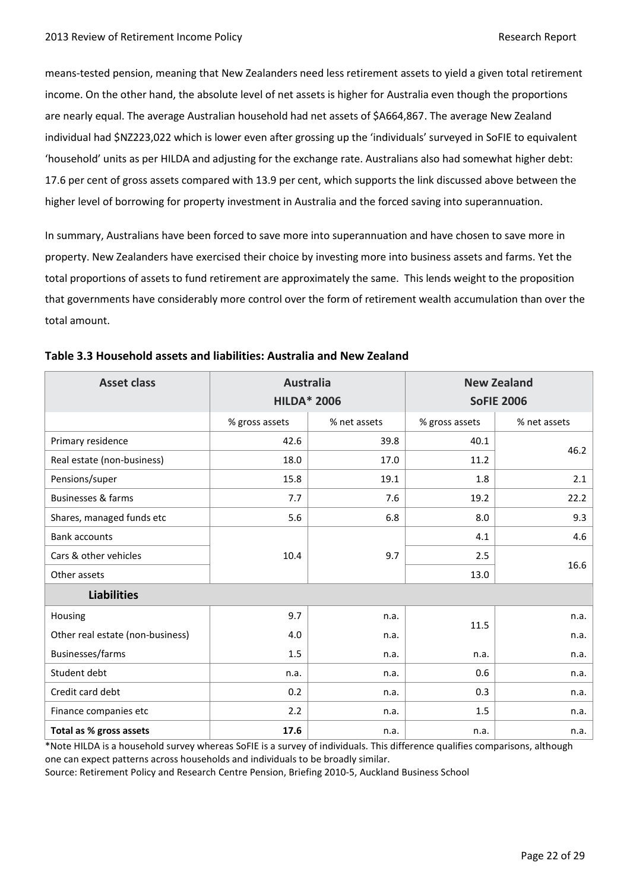means-tested pension, meaning that New Zealanders need less retirement assets to yield a given total retirement income. On the other hand, the absolute level of net assets is higher for Australia even though the proportions are nearly equal. The average Australian household had net assets of $A664,867. The average New Zealand individual had $NZ223,022 which is lower even after grossing up the 'individuals' surveyed in SoFIE to equivalent 'household' units as per HILDA and adjusting for the exchange rate. Australians also had somewhat higher debt: 17.6 per cent of gross assets compared with 13.9 per cent, which supports the link discussed above between the higher level of borrowing for property investment in Australia and the forced saving into superannuation.

In summary, Australians have been forced to save more into superannuation and have chosen to save more in property. New Zealanders have exercised their choice by investing more into business assets and farms. Yet the total proportions of assets to fund retirement are approximately the same. This lends weight to the proposition that governments have considerably more control over the form of retirement wealth accumulation than over the total amount.

**Table 3.3 Household assets and liabilities: Australia and New Zealand**

| Asset class | Australia HILDA* 2006 | | New Zealand SoFIE 2006 | |
|---|---|---|---|---|
| | % gross assets | % net assets | % gross assets | % net assets |
| Primary residence | 42.6 | 39.8 | 40.1 | 46.2 |
| Real estate (non-business) | 18.0 | 17.0 | 11.2 | |
| Pensions/super | 15.8 | 19.1 | 1.8 | 2.1 |
| Businesses & farms | 7.7 | 7.6 | 19.2 | 22.2 |
| Shares, managed funds etc | 5.6 | 6.8 | 8.0 | 9.3 |
| Bank accounts | 10.4 | 9.7 | 4.1 | 4.6 |
| Cars & other vehicles | | | 2.5 | 16.6 |
| Other assets | | | 13.0 | |
| **Liabilities** | | | | |
| Housing | 9.7 | n.a. | 11.5 | n.a. |
| Other real estate (non-business) | 4.0 | n.a. | | n.a. |
| Businesses/farms | 1.5 | n.a. | n.a. | n.a. |
| Student debt | n.a. | n.a. | 0.6 | n.a. |
| Credit card debt | 0.2 | n.a. | 0.3 | n.a. |
| Finance companies etc | 2.2 | n.a. | 1.5 | n.a. |
| **Total as % gross assets** | **17.6** | n.a. | n.a. | n.a. |

*Note HILDA is a household survey whereas SoFIE is a survey of individuals. This difference qualifies comparisons, although one can expect patterns across households and individuals to be broadly similar.

Source: Retirement Policy and Research Centre Pension, Briefing 2010-5, Auckland Business School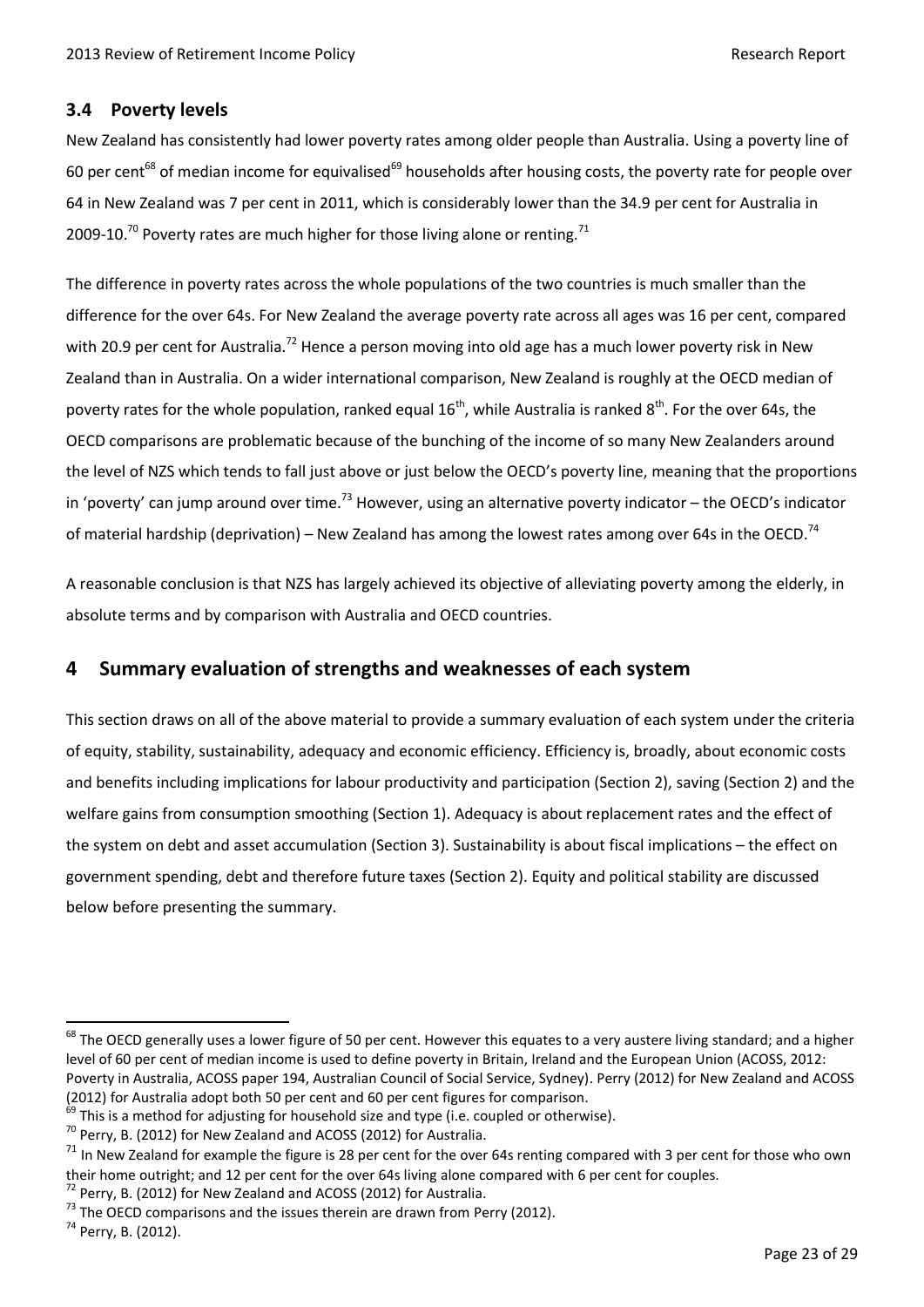### 3.4 Poverty levels

New Zealand has consistently had lower poverty rates among older people than Australia. Using a poverty line of 60 per cent[68] of median income for equivalised[69] households after housing costs, the poverty rate for people over 64 in New Zealand was 7 per cent in 2011, which is considerably lower than the 34.9 per cent for Australia in 2009-10.[70] Poverty rates are much higher for those living alone or renting.[71]

The difference in poverty rates across the whole populations of the two countries is much smaller than the difference for the over 64s. For New Zealand the average poverty rate across all ages was 16 per cent, compared with 20.9 per cent for Australia.[72] Hence a person moving into old age has a much lower poverty risk in New Zealand than in Australia. On a wider international comparison, New Zealand is roughly at the OECD median of poverty rates for the whole population, ranked equal 16th, while Australia is ranked 8th. For the over 64s, the OECD comparisons are problematic because of the bunching of the income of so many New Zealanders around the level of NZS which tends to fall just above or just below the OECD's poverty line, meaning that the proportions in 'poverty' can jump around over time.[73] However, using an alternative poverty indicator – the OECD's indicator of material hardship (deprivation) – New Zealand has among the lowest rates among over 64s in the OECD.[74]

A reasonable conclusion is that NZS has largely achieved its objective of alleviating poverty among the elderly, in absolute terms and by comparison with Australia and OECD countries.

## 4 Summary evaluation of strengths and weaknesses of each system

This section draws on all of the above material to provide a summary evaluation of each system under the criteria of equity, stability, sustainability, adequacy and economic efficiency. Efficiency is, broadly, about economic costs and benefits including implications for labour productivity and participation (Section 2), saving (Section 2) and the welfare gains from consumption smoothing (Section 1). Adequacy is about replacement rates and the effect of the system on debt and asset accumulation (Section 3). Sustainability is about fiscal implications – the effect on government spending, debt and therefore future taxes (Section 2). Equity and political stability are discussed below before presenting the summary.

---

[68] The OECD generally uses a lower figure of 50 per cent. However this equates to a very austere living standard; and a higher level of 60 per cent of median income is used to define poverty in Britain, Ireland and the European Union (ACOSS, 2012: Poverty in Australia, ACOSS paper 194, Australian Council of Social Service, Sydney). Perry (2012) for New Zealand and ACOSS (2012) for Australia adopt both 50 per cent and 60 per cent figures for comparison.

[69] This is a method for adjusting for household size and type (i.e. coupled or otherwise).

[70] Perry, B. (2012) for New Zealand and ACOSS (2012) for Australia.

[71] In New Zealand for example the figure is 28 per cent for the over 64s renting compared with 3 per cent for those who own their home outright; and 12 per cent for the over 64s living alone compared with 6 per cent for couples.

[72] Perry, B. (2012) for New Zealand and ACOSS (2012) for Australia.

[73] The OECD comparisons and the issues therein are drawn from Perry (2012).

[74] Perry, B. (2012).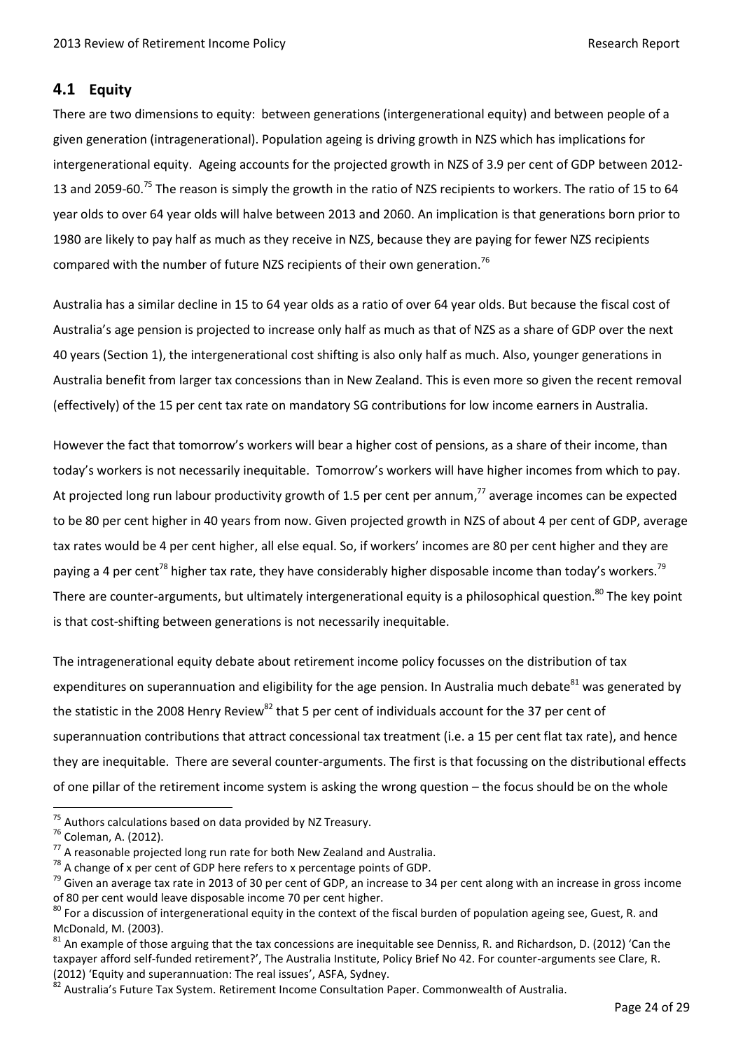## 4.1 Equity

There are two dimensions to equity: between generations (intergenerational equity) and between people of a given generation (intragenerational). Population ageing is driving growth in NZS which has implications for intergenerational equity. Ageing accounts for the projected growth in NZS of 3.9 per cent of GDP between 2012-13 and 2059-60.[75] The reason is simply the growth in the ratio of NZS recipients to workers. The ratio of 15 to 64 year olds to over 64 year olds will halve between 2013 and 2060. An implication is that generations born prior to 1980 are likely to pay half as much as they receive in NZS, because they are paying for fewer NZS recipients compared with the number of future NZS recipients of their own generation.[76]

Australia has a similar decline in 15 to 64 year olds as a ratio of over 64 year olds. But because the fiscal cost of Australia's age pension is projected to increase only half as much as that of NZS as a share of GDP over the next 40 years (Section 1), the intergenerational cost shifting is also only half as much. Also, younger generations in Australia benefit from larger tax concessions than in New Zealand. This is even more so given the recent removal (effectively) of the 15 per cent tax rate on mandatory SG contributions for low income earners in Australia.

However the fact that tomorrow's workers will bear a higher cost of pensions, as a share of their income, than today's workers is not necessarily inequitable. Tomorrow's workers will have higher incomes from which to pay. At projected long run labour productivity growth of 1.5 per cent per annum,[77] average incomes can be expected to be 80 per cent higher in 40 years from now. Given projected growth in NZS of about 4 per cent of GDP, average tax rates would be 4 per cent higher, all else equal. So, if workers' incomes are 80 per cent higher and they are paying a 4 per cent[78] higher tax rate, they have considerably higher disposable income than today's workers.[79] There are counter-arguments, but ultimately intergenerational equity is a philosophical question.[80] The key point is that cost-shifting between generations is not necessarily inequitable.

The intragenerational equity debate about retirement income policy focusses on the distribution of tax expenditures on superannuation and eligibility for the age pension. In Australia much debate[81] was generated by the statistic in the 2008 Henry Review[82] that 5 per cent of individuals account for the 37 per cent of superannuation contributions that attract concessional tax treatment (i.e. a 15 per cent flat tax rate), and hence they are inequitable. There are several counter-arguments. The first is that focussing on the distributional effects of one pillar of the retirement income system is asking the wrong question – the focus should be on the whole

---

[75] Authors calculations based on data provided by NZ Treasury.

[76] Coleman, A. (2012).

[77] A reasonable projected long run rate for both New Zealand and Australia.

[78] A change of x per cent of GDP here refers to x percentage points of GDP.

[79] Given an average tax rate in 2013 of 30 per cent of GDP, an increase to 34 per cent along with an increase in gross income of 80 per cent would leave disposable income 70 per cent higher.

[80] For a discussion of intergenerational equity in the context of the fiscal burden of population ageing see, Guest, R. and McDonald, M. (2003).

[81] An example of those arguing that the tax concessions are inequitable see Denniss, R. and Richardson, D. (2012) 'Can the taxpayer afford self-funded retirement?', The Australia Institute, Policy Brief No 42. For counter-arguments see Clare, R. (2012) 'Equity and superannuation: The real issues', ASFA, Sydney.

[82] Australia's Future Tax System. Retirement Income Consultation Paper. Commonwealth of Australia.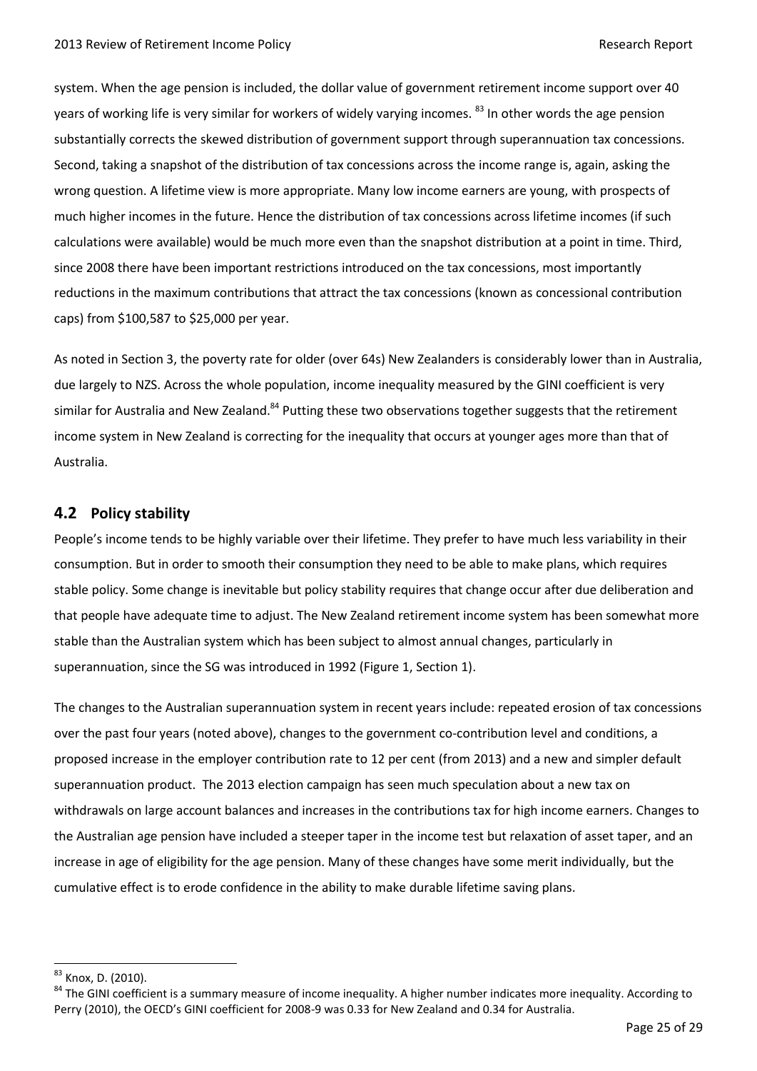system. When the age pension is included, the dollar value of government retirement income support over 40 years of working life is very similar for workers of widely varying incomes. [83] In other words the age pension substantially corrects the skewed distribution of government support through superannuation tax concessions. Second, taking a snapshot of the distribution of tax concessions across the income range is, again, asking the wrong question. A lifetime view is more appropriate. Many low income earners are young, with prospects of much higher incomes in the future. Hence the distribution of tax concessions across lifetime incomes (if such calculations were available) would be much more even than the snapshot distribution at a point in time. Third, since 2008 there have been important restrictions introduced on the tax concessions, most importantly reductions in the maximum contributions that attract the tax concessions (known as concessional contribution caps) from $100,587 to $25,000 per year.

As noted in Section 3, the poverty rate for older (over 64s) New Zealanders is considerably lower than in Australia, due largely to NZS. Across the whole population, income inequality measured by the GINI coefficient is very similar for Australia and New Zealand.[84] Putting these two observations together suggests that the retirement income system in New Zealand is correcting for the inequality that occurs at younger ages more than that of Australia.

## 4.2 Policy stability

People's income tends to be highly variable over their lifetime. They prefer to have much less variability in their consumption. But in order to smooth their consumption they need to be able to make plans, which requires stable policy. Some change is inevitable but policy stability requires that change occur after due deliberation and that people have adequate time to adjust. The New Zealand retirement income system has been somewhat more stable than the Australian system which has been subject to almost annual changes, particularly in superannuation, since the SG was introduced in 1992 (Figure 1, Section 1).

The changes to the Australian superannuation system in recent years include: repeated erosion of tax concessions over the past four years (noted above), changes to the government co-contribution level and conditions, a proposed increase in the employer contribution rate to 12 per cent (from 2013) and a new and simpler default superannuation product. The 2013 election campaign has seen much speculation about a new tax on withdrawals on large account balances and increases in the contributions tax for high income earners. Changes to the Australian age pension have included a steeper taper in the income test but relaxation of asset taper, and an increase in age of eligibility for the age pension. Many of these changes have some merit individually, but the cumulative effect is to erode confidence in the ability to make durable lifetime saving plans.

---

[83] Knox, D. (2010).

[84] The GINI coefficient is a summary measure of income inequality. A higher number indicates more inequality. According to Perry (2010), the OECD's GINI coefficient for 2008-9 was 0.33 for New Zealand and 0.34 for Australia.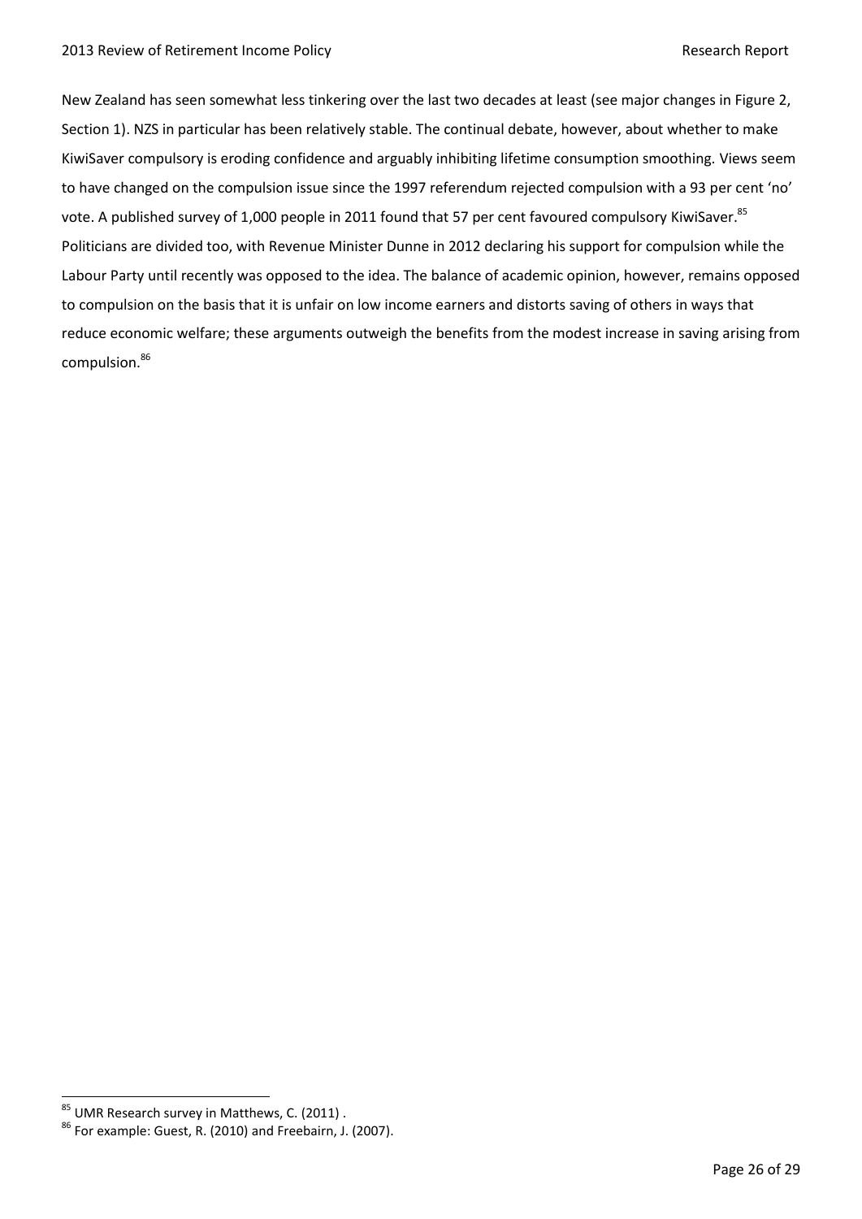New Zealand has seen somewhat less tinkering over the last two decades at least (see major changes in Figure 2, Section 1). NZS in particular has been relatively stable. The continual debate, however, about whether to make KiwiSaver compulsory is eroding confidence and arguably inhibiting lifetime consumption smoothing. Views seem to have changed on the compulsion issue since the 1997 referendum rejected compulsion with a 93 per cent 'no' vote. A published survey of 1,000 people in 2011 found that 57 per cent favoured compulsory KiwiSaver.[85] Politicians are divided too, with Revenue Minister Dunne in 2012 declaring his support for compulsion while the Labour Party until recently was opposed to the idea. The balance of academic opinion, however, remains opposed to compulsion on the basis that it is unfair on low income earners and distorts saving of others in ways that reduce economic welfare; these arguments outweigh the benefits from the modest increase in saving arising from compulsion.[86]

---

[85] UMR Research survey in Matthews, C. (2011) .

[86] For example: Guest, R. (2010) and Freebairn, J. (2007).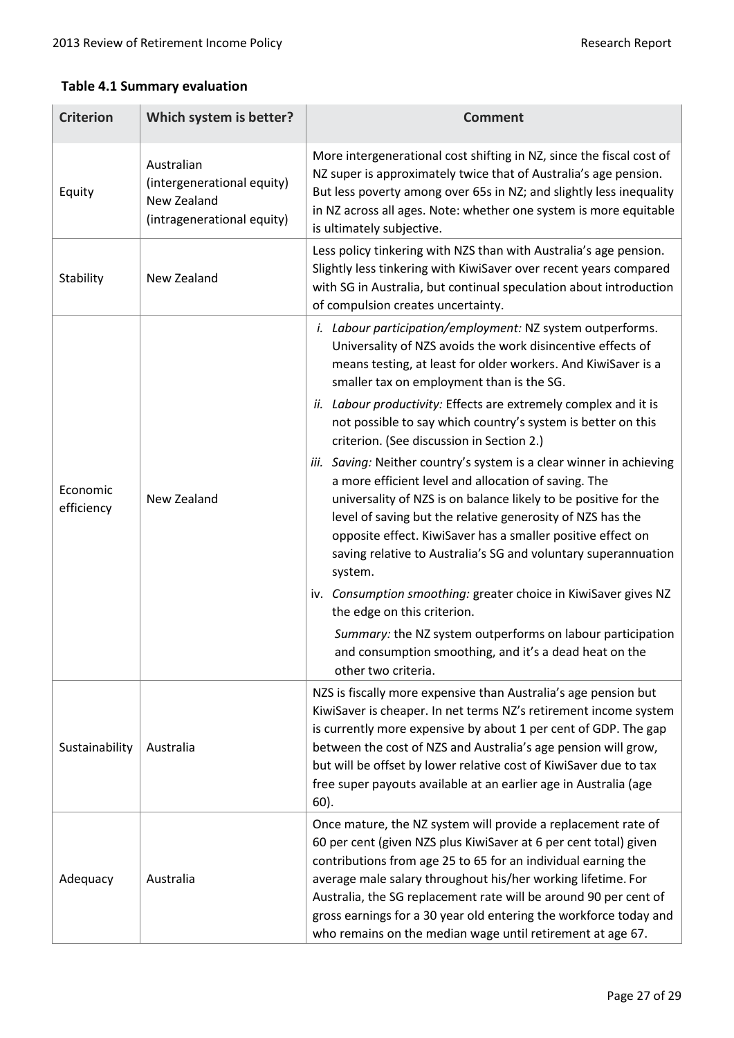**Table 4.1 Summary evaluation**

| Criterion | Which system is better? | Comment |
|---|---|---|
| Equity | Australian (intergenerational equity)<br>New Zealand (intragenerational equity) | More intergenerational cost shifting in NZ, since the fiscal cost of NZ super is approximately twice that of Australia's age pension. But less poverty among over 65s in NZ; and slightly less inequality in NZ across all ages. Note: whether one system is more equitable is ultimately subjective. |
| Stability | New Zealand | Less policy tinkering with NZS than with Australia's age pension. Slightly less tinkering with KiwiSaver over recent years compared with SG in Australia, but continual speculation about introduction of compulsion creates uncertainty. |
| Economic efficiency | New Zealand | i. *Labour participation/employment:* NZ system outperforms. Universality of NZS avoids the work disincentive effects of means testing, at least for older workers. And KiwiSaver is a smaller tax on employment than is the SG.<br>ii. *Labour productivity:* Effects are extremely complex and it is not possible to say which country's system is better on this criterion. (See discussion in Section 2.)<br>iii. *Saving:* Neither country's system is a clear winner in achieving a more efficient level and allocation of saving. The universality of NZS is on balance likely to be positive for the level of saving but the relative generosity of NZS has the opposite effect. KiwiSaver has a smaller positive effect on saving relative to Australia's SG and voluntary superannuation system.<br>iv. *Consumption smoothing:* greater choice in KiwiSaver gives NZ the edge on this criterion.<br>*Summary:* the NZ system outperforms on labour participation and consumption smoothing, and it's a dead heat on the other two criteria. |
| Sustainability | Australia | NZS is fiscally more expensive than Australia's age pension but KiwiSaver is cheaper. In net terms NZ's retirement income system is currently more expensive by about 1 per cent of GDP. The gap between the cost of NZS and Australia's age pension will grow, but will be offset by lower relative cost of KiwiSaver due to tax free super payouts available at an earlier age in Australia (age 60). |
| Adequacy | Australia | Once mature, the NZ system will provide a replacement rate of 60 per cent (given NZS plus KiwiSaver at 6 per cent total) given contributions from age 25 to 65 for an individual earning the average male salary throughout his/her working lifetime. For Australia, the SG replacement rate will be around 90 per cent of gross earnings for a 30 year old entering the workforce today and who remains on the median wage until retirement at age 67. |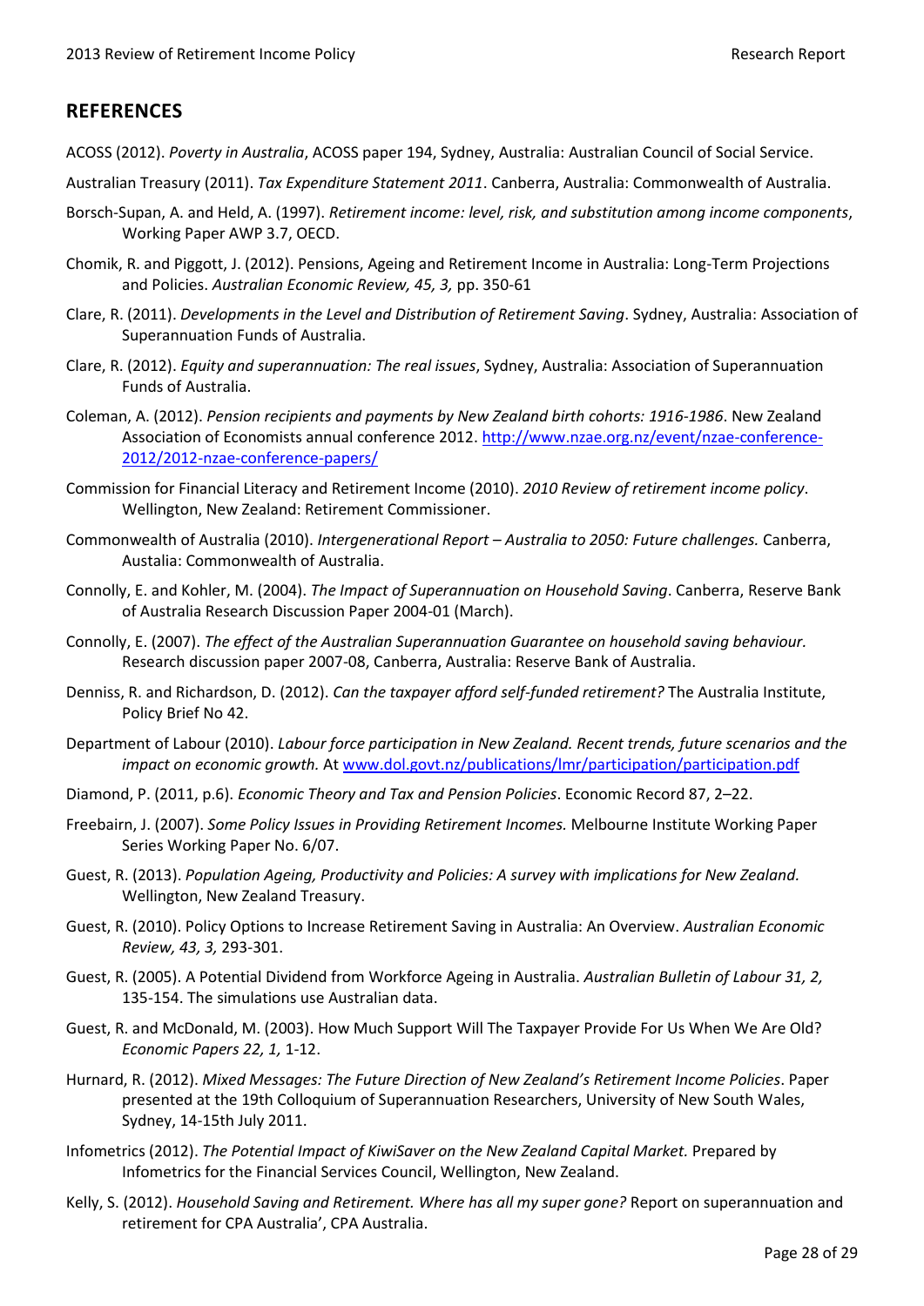## REFERENCES

ACOSS (2012). *Poverty in Australia*, ACOSS paper 194, Sydney, Australia: Australian Council of Social Service.

Australian Treasury (2011). *Tax Expenditure Statement 2011*. Canberra, Australia: Commonwealth of Australia.

Borsch-Supan, A. and Held, A. (1997). *Retirement income: level, risk, and substitution among income components*, Working Paper AWP 3.7, OECD.

Chomik, R. and Piggott, J. (2012). Pensions, Ageing and Retirement Income in Australia: Long-Term Projections and Policies. *Australian Economic Review, 45, 3,* pp. 350-61

Clare, R. (2011). *Developments in the Level and Distribution of Retirement Saving*. Sydney, Australia: Association of Superannuation Funds of Australia.

Clare, R. (2012). *Equity and superannuation: The real issues*, Sydney, Australia: Association of Superannuation Funds of Australia.

Coleman, A. (2012). *Pension recipients and payments by New Zealand birth cohorts: 1916-1986*. New Zealand Association of Economists annual conference 2012. http://www.nzae.org.nz/event/nzae-conference-2012/2012-nzae-conference-papers/

Commission for Financial Literacy and Retirement Income (2010). *2010 Review of retirement income policy*. Wellington, New Zealand: Retirement Commissioner.

Commonwealth of Australia (2010). *Intergenerational Report – Australia to 2050: Future challenges.* Canberra, Austalia: Commonwealth of Australia.

Connolly, E. and Kohler, M. (2004). *The Impact of Superannuation on Household Saving*. Canberra, Reserve Bank of Australia Research Discussion Paper 2004-01 (March).

Connolly, E. (2007). *The effect of the Australian Superannuation Guarantee on household saving behaviour.* Research discussion paper 2007-08, Canberra, Australia: Reserve Bank of Australia.

Denniss, R. and Richardson, D. (2012). *Can the taxpayer afford self-funded retirement?* The Australia Institute, Policy Brief No 42.

Department of Labour (2010). *Labour force participation in New Zealand. Recent trends, future scenarios and the impact on economic growth.* At www.dol.govt.nz/publications/lmr/participation/participation.pdf

Diamond, P. (2011, p.6). *Economic Theory and Tax and Pension Policies*. Economic Record 87, 2–22.

Freebairn, J. (2007). *Some Policy Issues in Providing Retirement Incomes.* Melbourne Institute Working Paper Series Working Paper No. 6/07.

Guest, R. (2013). *Population Ageing, Productivity and Policies: A survey with implications for New Zealand.* Wellington, New Zealand Treasury.

Guest, R. (2010). Policy Options to Increase Retirement Saving in Australia: An Overview. *Australian Economic Review, 43, 3,* 293-301.

Guest, R. (2005). A Potential Dividend from Workforce Ageing in Australia. *Australian Bulletin of Labour 31, 2,* 135-154. The simulations use Australian data.

Guest, R. and McDonald, M. (2003). How Much Support Will The Taxpayer Provide For Us When We Are Old? *Economic Papers 22, 1,* 1-12.

Hurnard, R. (2012). *Mixed Messages: The Future Direction of New Zealand's Retirement Income Policies*. Paper presented at the 19th Colloquium of Superannuation Researchers, University of New South Wales, Sydney, 14-15th July 2011.

Infometrics (2012). *The Potential Impact of KiwiSaver on the New Zealand Capital Market.* Prepared by Infometrics for the Financial Services Council, Wellington, New Zealand.

Kelly, S. (2012). *Household Saving and Retirement. Where has all my super gone?* Report on superannuation and retirement for CPA Australia', CPA Australia.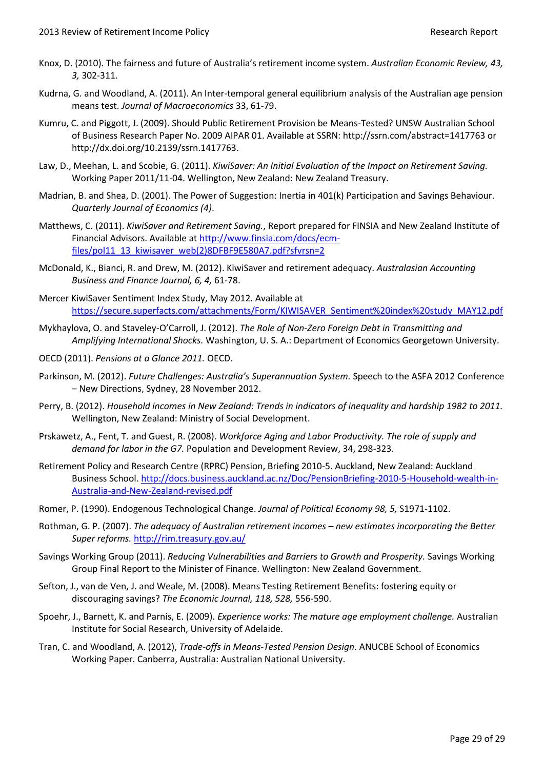Knox, D. (2010). The fairness and future of Australia's retirement income system. *Australian Economic Review, 43, 3,* 302-311.

Kudrna, G. and Woodland, A. (2011). An Inter-temporal general equilibrium analysis of the Australian age pension means test. *Journal of Macroeconomics* 33, 61-79.

Kumru, C. and Piggott, J. (2009). Should Public Retirement Provision be Means-Tested? UNSW Australian School of Business Research Paper No. 2009 AIPAR 01. Available at SSRN: http://ssrn.com/abstract=1417763 or http://dx.doi.org/10.2139/ssrn.1417763.

Law, D., Meehan, L. and Scobie, G. (2011). *KiwiSaver: An Initial Evaluation of the Impact on Retirement Saving.* Working Paper 2011/11-04. Wellington, New Zealand: New Zealand Treasury.

Madrian, B. and Shea, D. (2001). The Power of Suggestion: Inertia in 401(k) Participation and Savings Behaviour. *Quarterly Journal of Economics (4)*.

Matthews, C. (2011). *KiwiSaver and Retirement Saving.*, Report prepared for FINSIA and New Zealand Institute of Financial Advisors. Available at http://www.finsia.com/docs/ecm-files/pol11_13_kiwisaver_web(2)8DFBF9E580A7.pdf?sfvrsn=2

McDonald, K., Bianci, R. and Drew, M. (2012). KiwiSaver and retirement adequacy. *Australasian Accounting Business and Finance Journal, 6, 4,* 61-78.

Mercer KiwiSaver Sentiment Index Study, May 2012. Available at https://secure.superfacts.com/attachments/Form/KIWISAVER_Sentiment%20index%20study_MAY12.pdf

Mykhaylova, O. and Staveley-O'Carroll, J. (2012). *The Role of Non-Zero Foreign Debt in Transmitting and Amplifying International Shocks.* Washington, U. S. A.: Department of Economics Georgetown University.

OECD (2011). *Pensions at a Glance 2011.* OECD.

Parkinson, M. (2012). *Future Challenges: Australia's Superannuation System.* Speech to the ASFA 2012 Conference – New Directions, Sydney, 28 November 2012.

Perry, B. (2012). *Household incomes in New Zealand: Trends in indicators of inequality and hardship 1982 to 2011.* Wellington, New Zealand: Ministry of Social Development.

Prskawetz, A., Fent, T. and Guest, R. (2008). *Workforce Aging and Labor Productivity. The role of supply and demand for labor in the G7.* Population and Development Review, 34, 298-323.

Retirement Policy and Research Centre (RPRC) Pension, Briefing 2010-5. Auckland, New Zealand: Auckland Business School. http://docs.business.auckland.ac.nz/Doc/PensionBriefing-2010-5-Household-wealth-in-Australia-and-New-Zealand-revised.pdf

Romer, P. (1990). Endogenous Technological Change. *Journal of Political Economy 98, 5,* S1971-1102.

Rothman, G. P. (2007). *The adequacy of Australian retirement incomes – new estimates incorporating the Better Super reforms.* http://rim.treasury.gov.au/

Savings Working Group (2011). *Reducing Vulnerabilities and Barriers to Growth and Prosperity.* Savings Working Group Final Report to the Minister of Finance. Wellington: New Zealand Government.

Sefton, J., van de Ven, J. and Weale, M. (2008). Means Testing Retirement Benefits: fostering equity or discouraging savings? *The Economic Journal, 118, 528,* 556-590.

Spoehr, J., Barnett, K. and Parnis, E. (2009). *Experience works: The mature age employment challenge.* Australian Institute for Social Research, University of Adelaide.

Tran, C. and Woodland, A. (2012), *Trade-offs in Means-Tested Pension Design.* ANUCBE School of Economics Working Paper. Canberra, Australia: Australian National University.